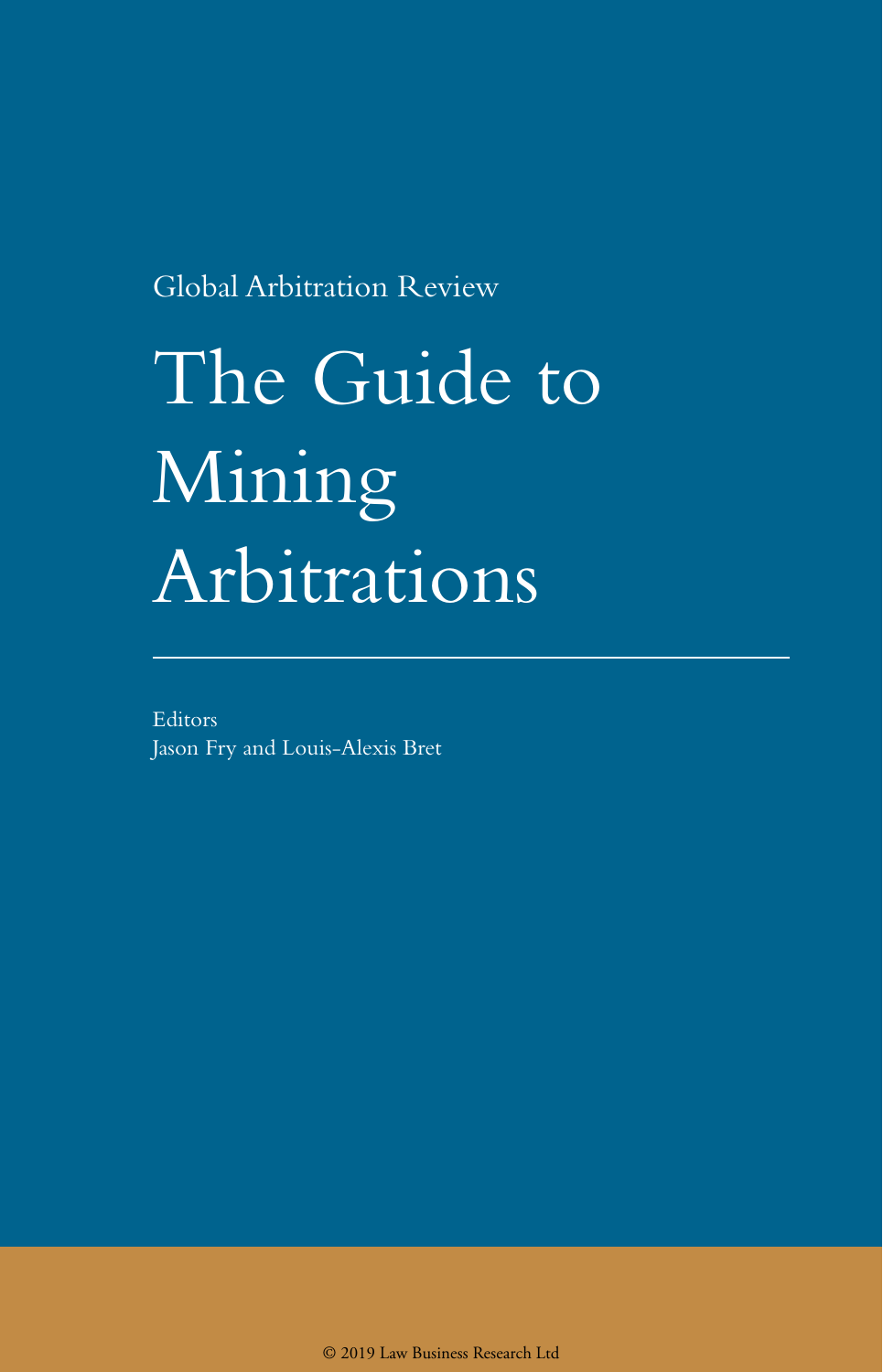Global Arbitration Review

# The Guide to Mining Arbitrations

Editors
Jason Fry and Louis-Alexis Bret

© 2019 Law Business Research Ltd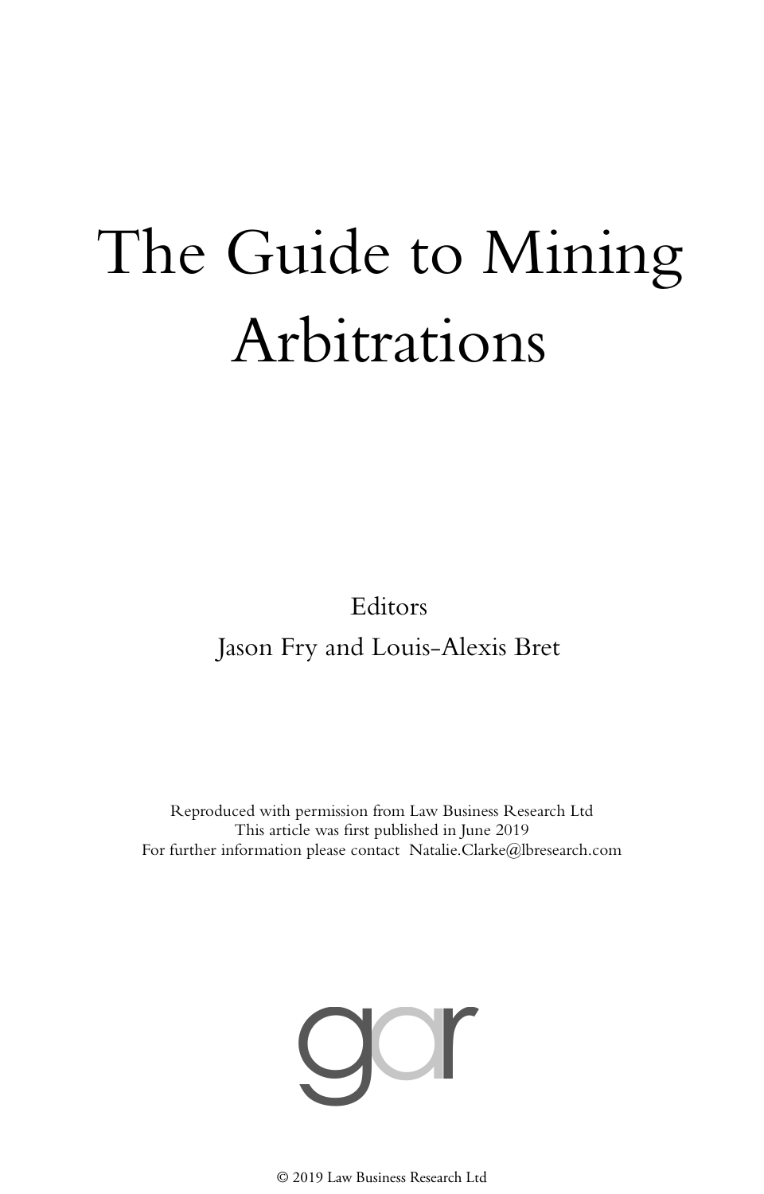# The Guide to Mining Arbitrations

Editors

Jason Fry and Louis-Alexis Bret

Reproduced with permission from Law Business Research Ltd
This article was first published in June 2019
For further information please contact Natalie.Clarke@lbresearch.com

gar

© 2019 Law Business Research Ltd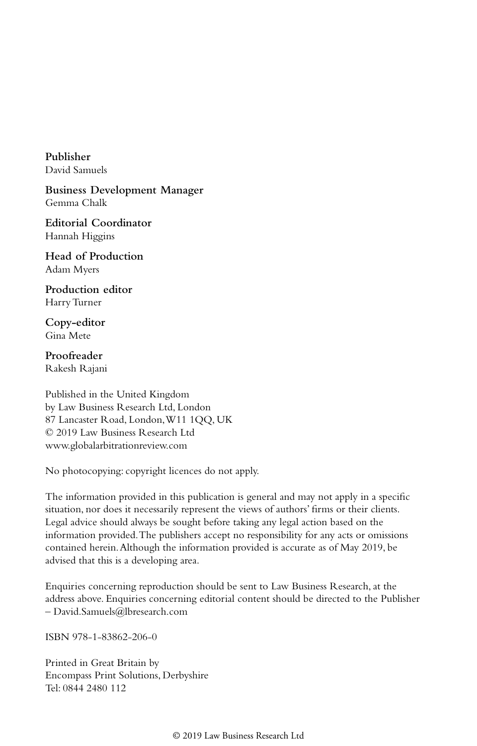**Publisher**
David Samuels

**Business Development Manager**
Gemma Chalk

**Editorial Coordinator**
Hannah Higgins

**Head of Production**
Adam Myers

**Production editor**
Harry Turner

**Copy-editor**
Gina Mete

**Proofreader**
Rakesh Rajani

Published in the United Kingdom
by Law Business Research Ltd, London
87 Lancaster Road, London, W11 1QQ, UK
© 2019 Law Business Research Ltd
www.globalarbitrationreview.com

No photocopying: copyright licences do not apply.

The information provided in this publication is general and may not apply in a specific situation, nor does it necessarily represent the views of authors' firms or their clients. Legal advice should always be sought before taking any legal action based on the information provided. The publishers accept no responsibility for any acts or omissions contained herein. Although the information provided is accurate as of May 2019, be advised that this is a developing area.

Enquiries concerning reproduction should be sent to Law Business Research, at the address above. Enquiries concerning editorial content should be directed to the Publisher – David.Samuels@lbresearch.com

ISBN 978-1-83862-206-0

Printed in Great Britain by
Encompass Print Solutions, Derbyshire
Tel: 0844 2480 112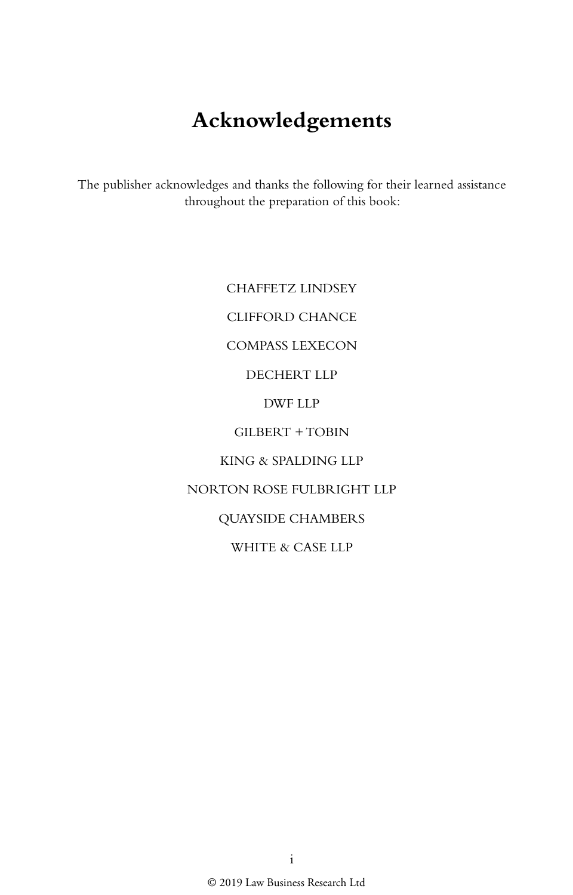# Acknowledgements

The publisher acknowledges and thanks the following for their learned assistance throughout the preparation of this book:

CHAFFETZ LINDSEY

CLIFFORD CHANCE

COMPASS LEXECON

DECHERT LLP

DWF LLP

GILBERT + TOBIN

KING & SPALDING LLP

NORTON ROSE FULBRIGHT LLP

QUAYSIDE CHAMBERS

WHITE & CASE LLP

© 2019 Law Business Research Ltd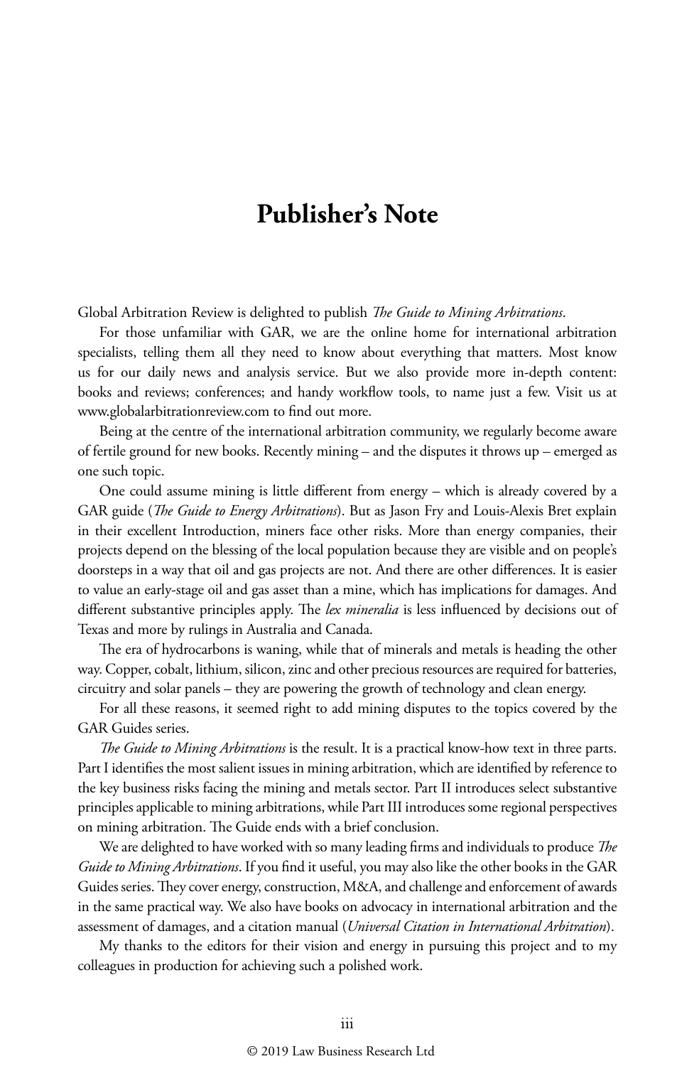# Publisher's Note

Global Arbitration Review is delighted to publish *The Guide to Mining Arbitrations*.

For those unfamiliar with GAR, we are the online home for international arbitration specialists, telling them all they need to know about everything that matters. Most know us for our daily news and analysis service. But we also provide more in-depth content: books and reviews; conferences; and handy workflow tools, to name just a few. Visit us at www.globalarbitrationreview.com to find out more.

Being at the centre of the international arbitration community, we regularly become aware of fertile ground for new books. Recently mining – and the disputes it throws up – emerged as one such topic.

One could assume mining is little different from energy – which is already covered by a GAR guide (*The Guide to Energy Arbitrations*). But as Jason Fry and Louis-Alexis Bret explain in their excellent Introduction, miners face other risks. More than energy companies, their projects depend on the blessing of the local population because they are visible and on people's doorsteps in a way that oil and gas projects are not. And there are other differences. It is easier to value an early-stage oil and gas asset than a mine, which has implications for damages. And different substantive principles apply. The *lex mineralia* is less influenced by decisions out of Texas and more by rulings in Australia and Canada.

The era of hydrocarbons is waning, while that of minerals and metals is heading the other way. Copper, cobalt, lithium, silicon, zinc and other precious resources are required for batteries, circuitry and solar panels – they are powering the growth of technology and clean energy.

For all these reasons, it seemed right to add mining disputes to the topics covered by the GAR Guides series.

*The Guide to Mining Arbitrations* is the result. It is a practical know-how text in three parts. Part I identifies the most salient issues in mining arbitration, which are identified by reference to the key business risks facing the mining and metals sector. Part II introduces select substantive principles applicable to mining arbitrations, while Part III introduces some regional perspectives on mining arbitration. The Guide ends with a brief conclusion.

We are delighted to have worked with so many leading firms and individuals to produce *The Guide to Mining Arbitrations*. If you find it useful, you may also like the other books in the GAR Guides series. They cover energy, construction, M&A, and challenge and enforcement of awards in the same practical way. We also have books on advocacy in international arbitration and the assessment of damages, and a citation manual (*Universal Citation in International Arbitration*).

My thanks to the editors for their vision and energy in pursuing this project and to my colleagues in production for achieving such a polished work.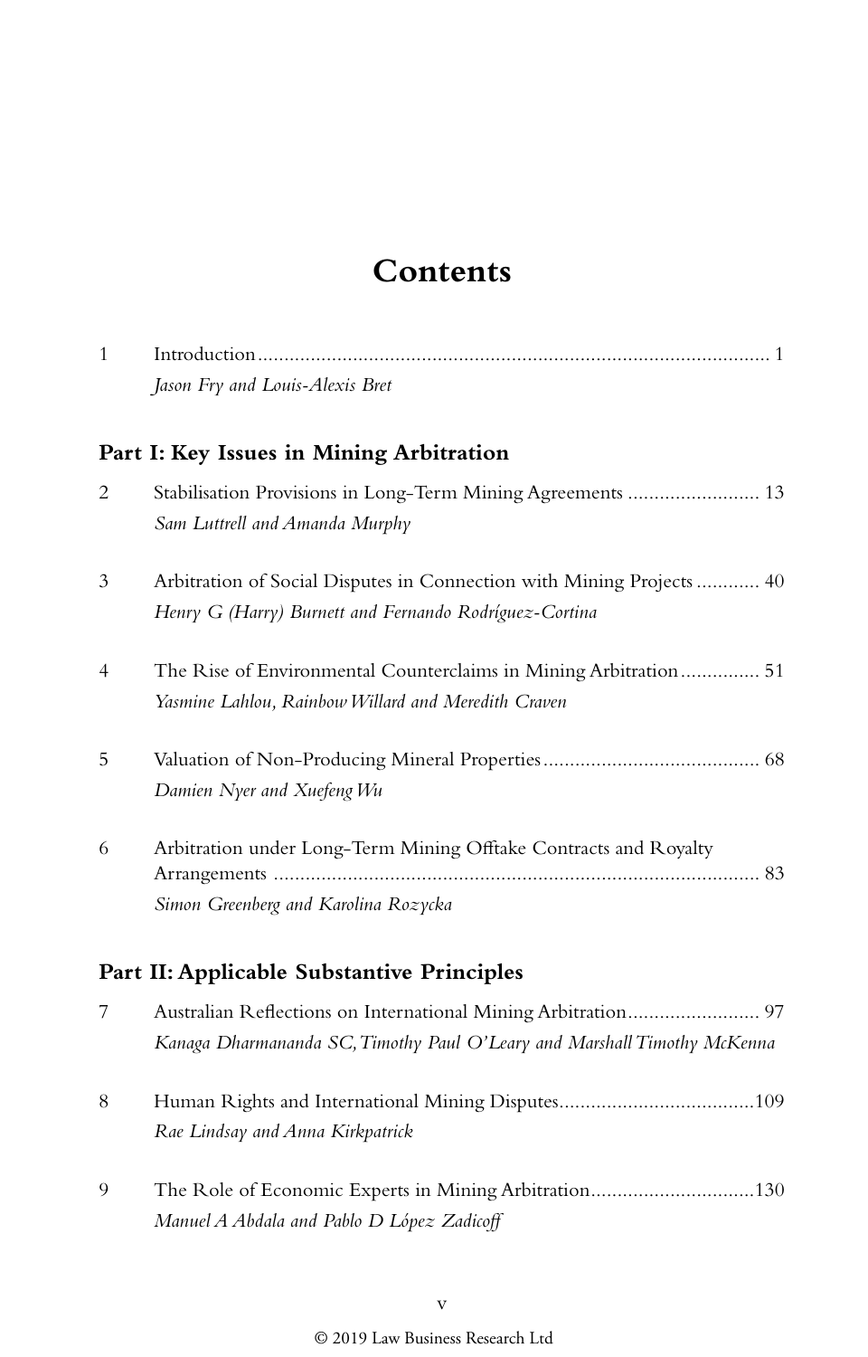# Contents

1 Introduction ........................................................................................ 1
*Jason Fry and Louis-Alexis Bret*

## Part I: Key Issues in Mining Arbitration

2 Stabilisation Provisions in Long-Term Mining Agreements ......................... 13
*Sam Luttrell and Amanda Murphy*

3 Arbitration of Social Disputes in Connection with Mining Projects ............ 40
*Henry G (Harry) Burnett and Fernando Rodríguez-Cortina*

4 The Rise of Environmental Counterclaims in Mining Arbitration ............... 51
*Yasmine Lahlou, Rainbow Willard and Meredith Craven*

5 Valuation of Non-Producing Mineral Properties ......................................... 68
*Damien Nyer and Xuefeng Wu*

6 Arbitration under Long-Term Mining Offtake Contracts and Royalty Arrangements ........................................................................................ 83
*Simon Greenberg and Karolina Rozycka*

## Part II: Applicable Substantive Principles

7 Australian Reflections on International Mining Arbitration ......................... 97
*Kanaga Dharmananda SC, Timothy Paul O'Leary and Marshall Timothy McKenna*

8 Human Rights and International Mining Disputes.....................................109
*Rae Lindsay and Anna Kirkpatrick*

9 The Role of Economic Experts in Mining Arbitration...............................130
*Manuel A Abdala and Pablo D López Zadicoff*

© 2019 Law Business Research Ltd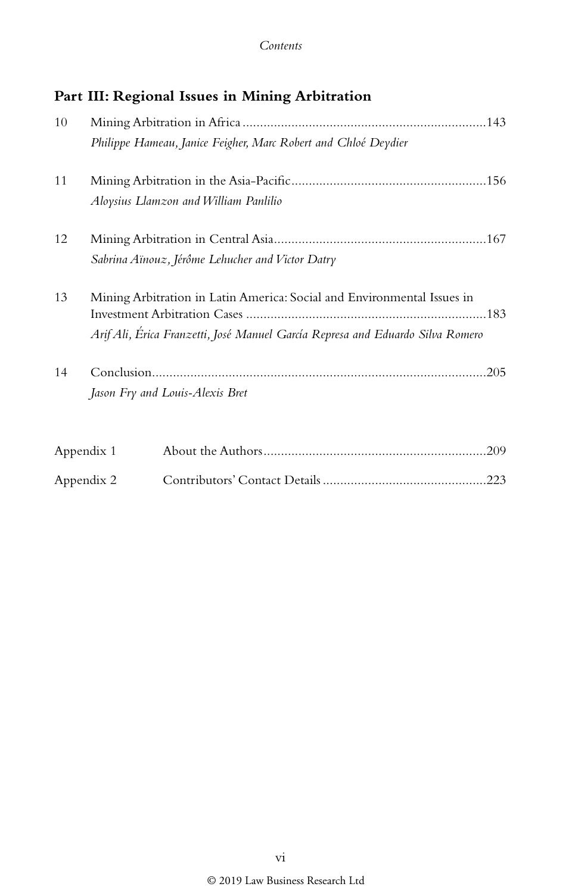## Part III: Regional Issues in Mining Arbitration

10 Mining Arbitration in Africa ....................................................................143
*Philippe Hameau, Janice Feigher, Marc Robert and Chloé Deydier*

11 Mining Arbitration in the Asia-Pacific.......................................................156
*Aloysius Llamzon and William Panlilio*

12 Mining Arbitration in Central Asia............................................................167
*Sabrina Aïnouz, Jérôme Lehucher and Victor Datry*

13 Mining Arbitration in Latin America: Social and Environmental Issues in Investment Arbitration Cases ....................................................................183
*Arif Ali, Érica Franzetti, José Manuel García Represa and Eduardo Silva Romero*

14 Conclusion...............................................................................................205
*Jason Fry and Louis-Alexis Bret*

Appendix 1 About the Authors...............................................................209

Appendix 2 Contributors' Contact Details ..............................................223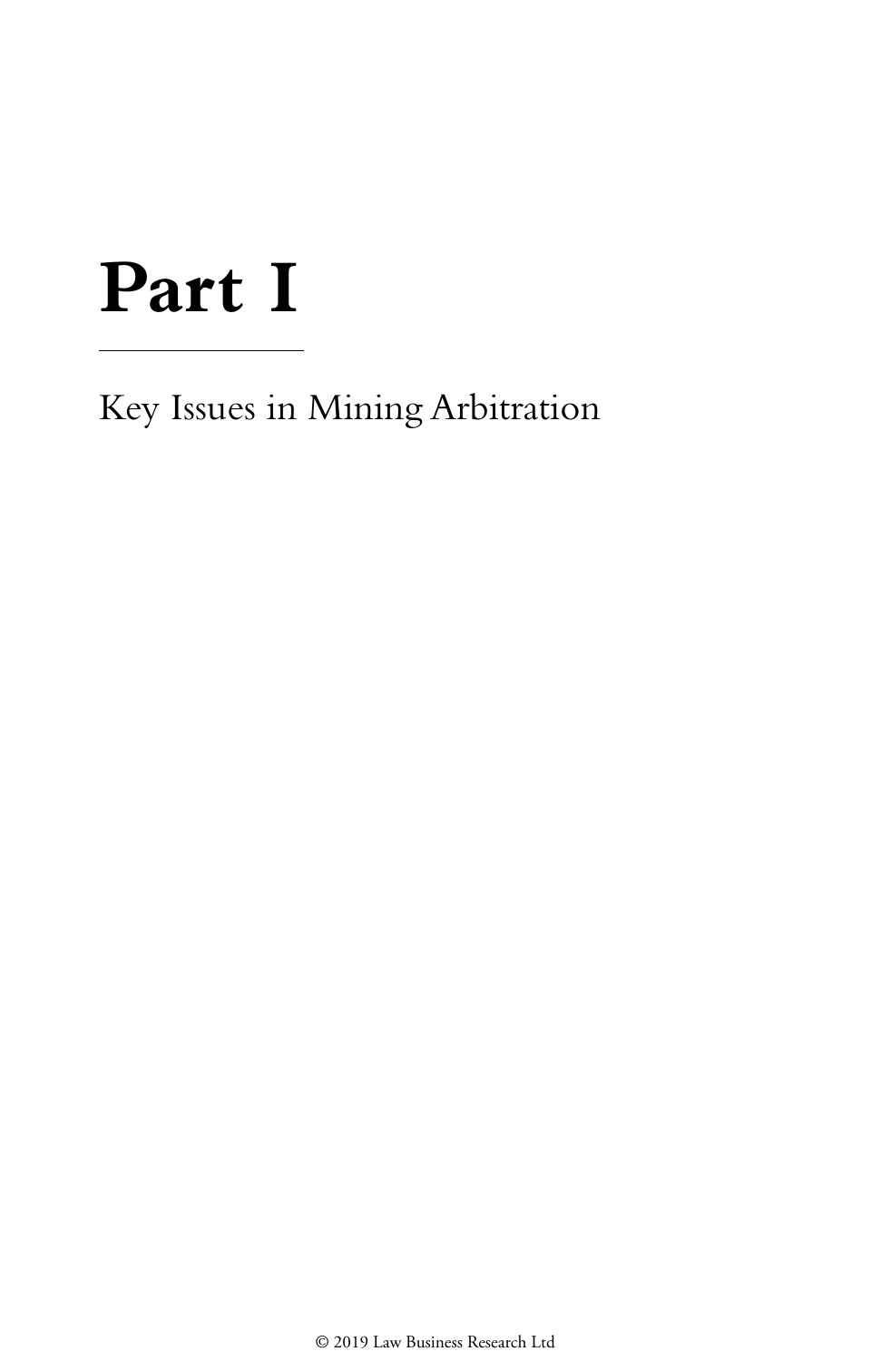# Part I

Key Issues in Mining Arbitration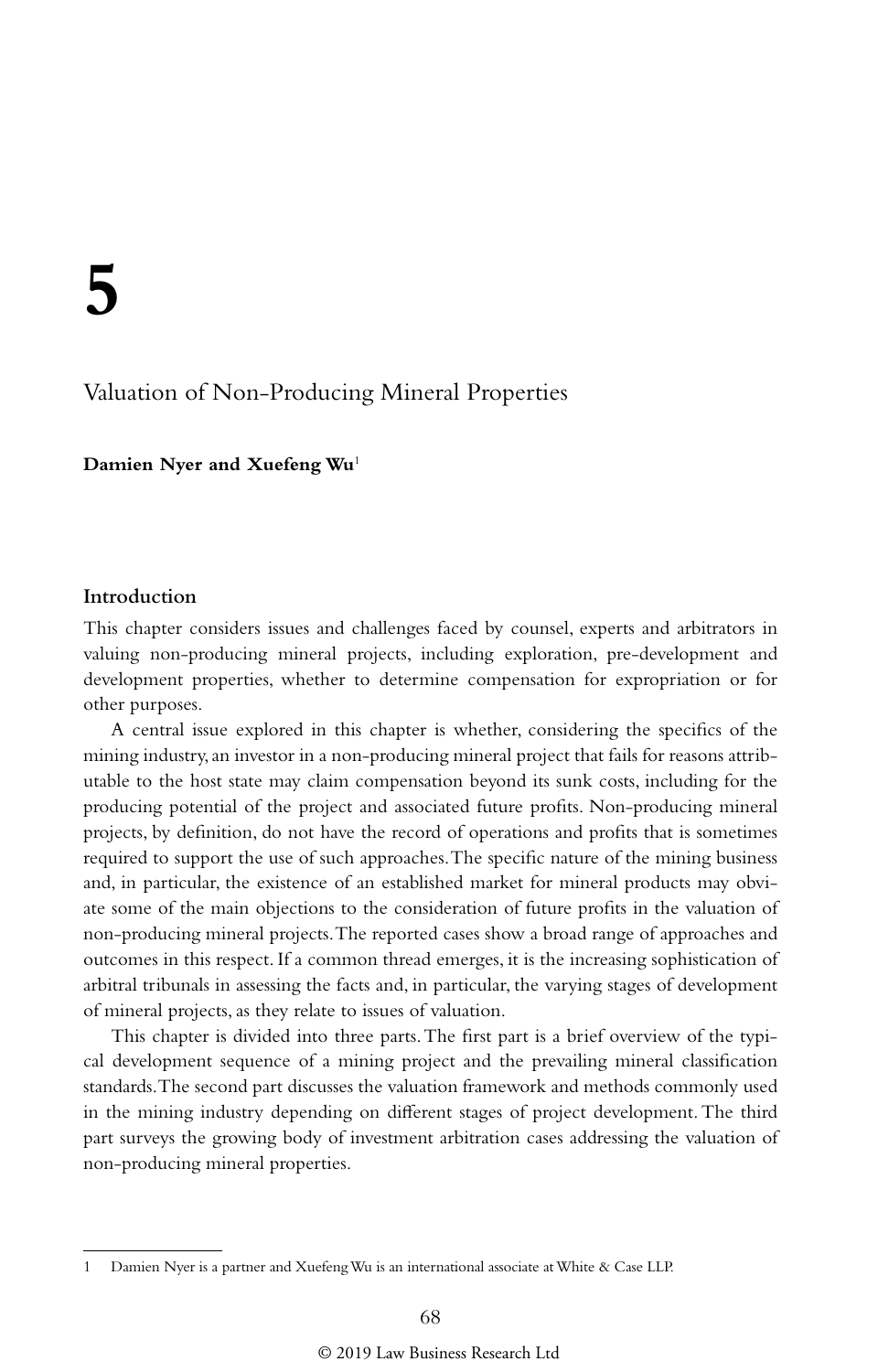# 5

## Valuation of Non-Producing Mineral Properties

**Damien Nyer and Xuefeng Wu**[1]

### Introduction

This chapter considers issues and challenges faced by counsel, experts and arbitrators in valuing non-producing mineral projects, including exploration, pre-development and development properties, whether to determine compensation for expropriation or for other purposes.

A central issue explored in this chapter is whether, considering the specifics of the mining industry, an investor in a non-producing mineral project that fails for reasons attributable to the host state may claim compensation beyond its sunk costs, including for the producing potential of the project and associated future profits. Non-producing mineral projects, by definition, do not have the record of operations and profits that is sometimes required to support the use of such approaches. The specific nature of the mining business and, in particular, the existence of an established market for mineral products may obviate some of the main objections to the consideration of future profits in the valuation of non-producing mineral projects. The reported cases show a broad range of approaches and outcomes in this respect. If a common thread emerges, it is the increasing sophistication of arbitral tribunals in assessing the facts and, in particular, the varying stages of development of mineral projects, as they relate to issues of valuation.

This chapter is divided into three parts. The first part is a brief overview of the typical development sequence of a mining project and the prevailing mineral classification standards. The second part discusses the valuation framework and methods commonly used in the mining industry depending on different stages of project development. The third part surveys the growing body of investment arbitration cases addressing the valuation of non-producing mineral properties.

---

1 Damien Nyer is a partner and Xuefeng Wu is an international associate at White & Case LLP.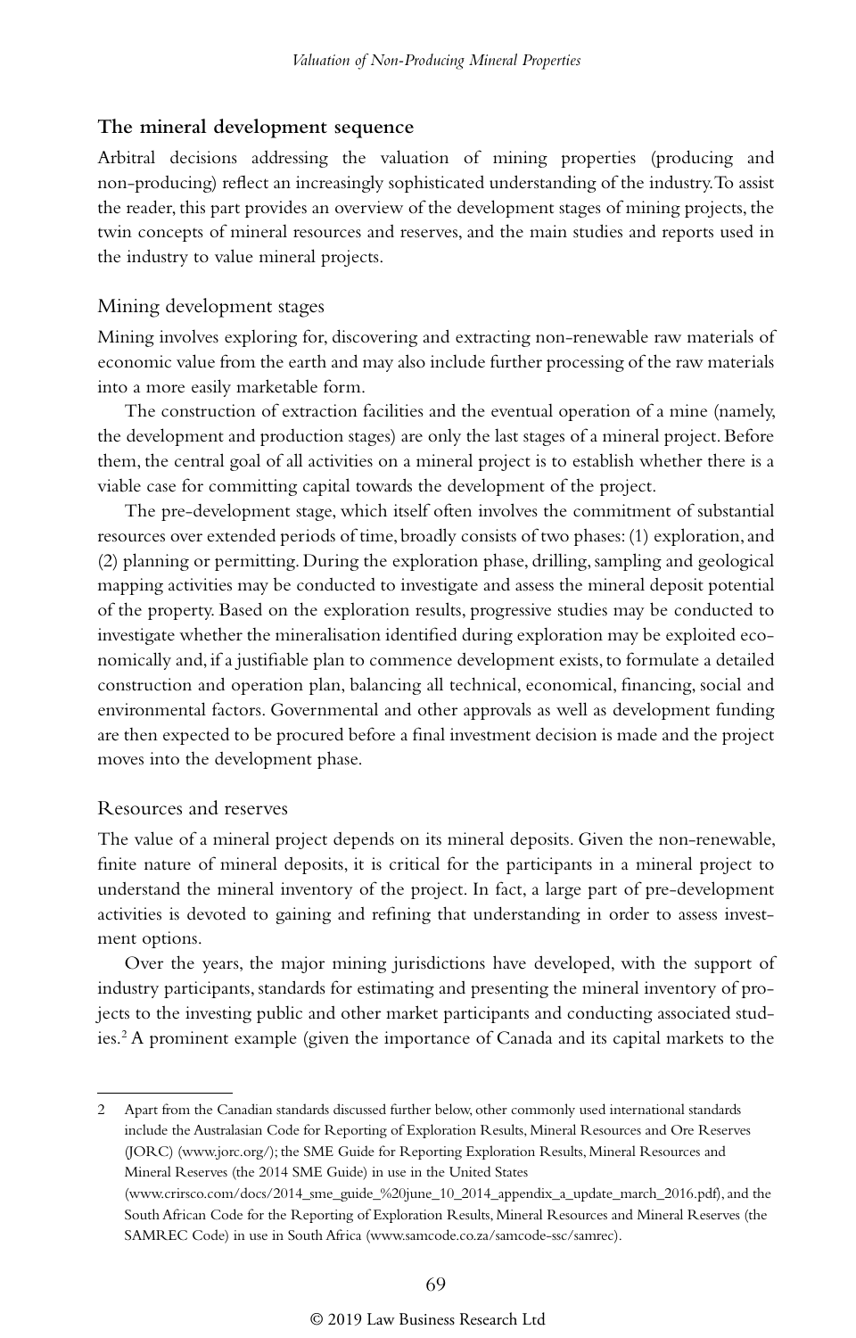## The mineral development sequence

Arbitral decisions addressing the valuation of mining properties (producing and non-producing) reflect an increasingly sophisticated understanding of the industry. To assist the reader, this part provides an overview of the development stages of mining projects, the twin concepts of mineral resources and reserves, and the main studies and reports used in the industry to value mineral projects.

### Mining development stages

Mining involves exploring for, discovering and extracting non-renewable raw materials of economic value from the earth and may also include further processing of the raw materials into a more easily marketable form.

The construction of extraction facilities and the eventual operation of a mine (namely, the development and production stages) are only the last stages of a mineral project. Before them, the central goal of all activities on a mineral project is to establish whether there is a viable case for committing capital towards the development of the project.

The pre-development stage, which itself often involves the commitment of substantial resources over extended periods of time, broadly consists of two phases: (1) exploration, and (2) planning or permitting. During the exploration phase, drilling, sampling and geological mapping activities may be conducted to investigate and assess the mineral deposit potential of the property. Based on the exploration results, progressive studies may be conducted to investigate whether the mineralisation identified during exploration may be exploited economically and, if a justifiable plan to commence development exists, to formulate a detailed construction and operation plan, balancing all technical, economical, financing, social and environmental factors. Governmental and other approvals as well as development funding are then expected to be procured before a final investment decision is made and the project moves into the development phase.

### Resources and reserves

The value of a mineral project depends on its mineral deposits. Given the non-renewable, finite nature of mineral deposits, it is critical for the participants in a mineral project to understand the mineral inventory of the project. In fact, a large part of pre-development activities is devoted to gaining and refining that understanding in order to assess investment options.

Over the years, the major mining jurisdictions have developed, with the support of industry participants, standards for estimating and presenting the mineral inventory of projects to the investing public and other market participants and conducting associated studies.[2] A prominent example (given the importance of Canada and its capital markets to the

---

2 Apart from the Canadian standards discussed further below, other commonly used international standards include the Australasian Code for Reporting of Exploration Results, Mineral Resources and Ore Reserves (JORC) (www.jorc.org/); the SME Guide for Reporting Exploration Results, Mineral Resources and Mineral Reserves (the 2014 SME Guide) in use in the United States (www.crirsco.com/docs/2014_sme_guide_%20june_10_2014_appendix_a_update_march_2016.pdf), and the South African Code for the Reporting of Exploration Results, Mineral Resources and Mineral Reserves (the SAMREC Code) in use in South Africa (www.samcode.co.za/samcode-ssc/samrec).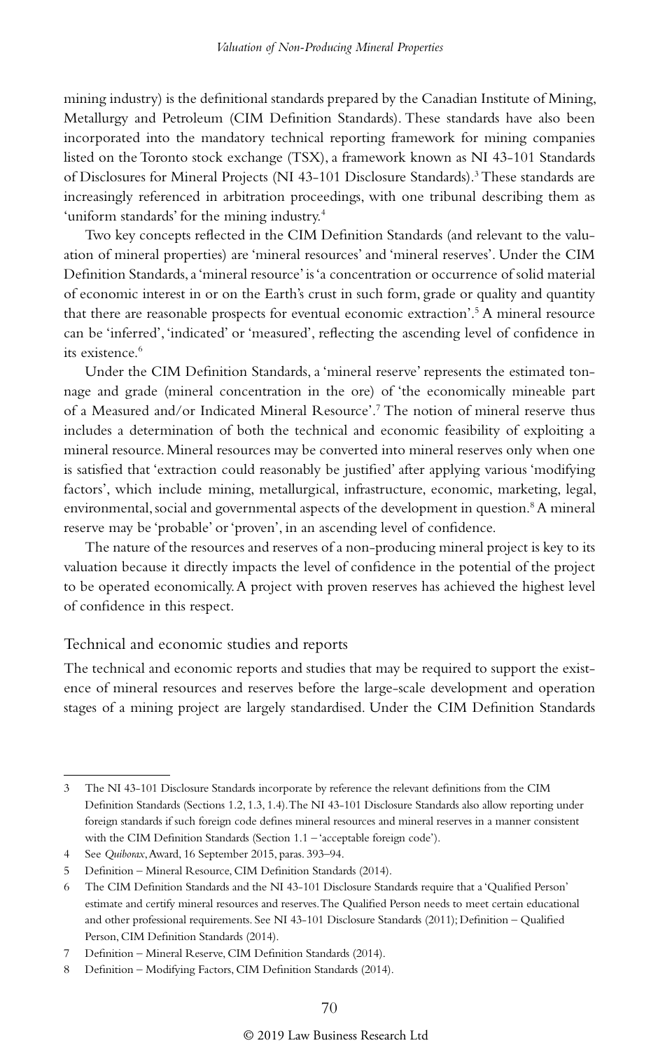mining industry) is the definitional standards prepared by the Canadian Institute of Mining, Metallurgy and Petroleum (CIM Definition Standards). These standards have also been incorporated into the mandatory technical reporting framework for mining companies listed on the Toronto stock exchange (TSX), a framework known as NI 43-101 Standards of Disclosures for Mineral Projects (NI 43-101 Disclosure Standards).[3] These standards are increasingly referenced in arbitration proceedings, with one tribunal describing them as 'uniform standards' for the mining industry.[4]

Two key concepts reflected in the CIM Definition Standards (and relevant to the valuation of mineral properties) are 'mineral resources' and 'mineral reserves'. Under the CIM Definition Standards, a 'mineral resource' is 'a concentration or occurrence of solid material of economic interest in or on the Earth's crust in such form, grade or quality and quantity that there are reasonable prospects for eventual economic extraction'.[5] A mineral resource can be 'inferred', 'indicated' or 'measured', reflecting the ascending level of confidence in its existence.[6]

Under the CIM Definition Standards, a 'mineral reserve' represents the estimated tonnage and grade (mineral concentration in the ore) of 'the economically mineable part of a Measured and/or Indicated Mineral Resource'.[7] The notion of mineral reserve thus includes a determination of both the technical and economic feasibility of exploiting a mineral resource. Mineral resources may be converted into mineral reserves only when one is satisfied that 'extraction could reasonably be justified' after applying various 'modifying factors', which include mining, metallurgical, infrastructure, economic, marketing, legal, environmental, social and governmental aspects of the development in question.[8] A mineral reserve may be 'probable' or 'proven', in an ascending level of confidence.

The nature of the resources and reserves of a non-producing mineral project is key to its valuation because it directly impacts the level of confidence in the potential of the project to be operated economically. A project with proven reserves has achieved the highest level of confidence in this respect.

## Technical and economic studies and reports

The technical and economic reports and studies that may be required to support the existence of mineral resources and reserves before the large-scale development and operation stages of a mining project are largely standardised. Under the CIM Definition Standards

---

3 The NI 43-101 Disclosure Standards incorporate by reference the relevant definitions from the CIM Definition Standards (Sections 1.2, 1.3, 1.4). The NI 43-101 Disclosure Standards also allow reporting under foreign standards if such foreign code defines mineral resources and mineral reserves in a manner consistent with the CIM Definition Standards (Section 1.1 – 'acceptable foreign code').

4 See *Quiborax*, Award, 16 September 2015, paras. 393–94.

5 Definition – Mineral Resource, CIM Definition Standards (2014).

6 The CIM Definition Standards and the NI 43-101 Disclosure Standards require that a 'Qualified Person' estimate and certify mineral resources and reserves. The Qualified Person needs to meet certain educational and other professional requirements. See NI 43-101 Disclosure Standards (2011); Definition – Qualified Person, CIM Definition Standards (2014).

7 Definition – Mineral Reserve, CIM Definition Standards (2014).

8 Definition – Modifying Factors, CIM Definition Standards (2014).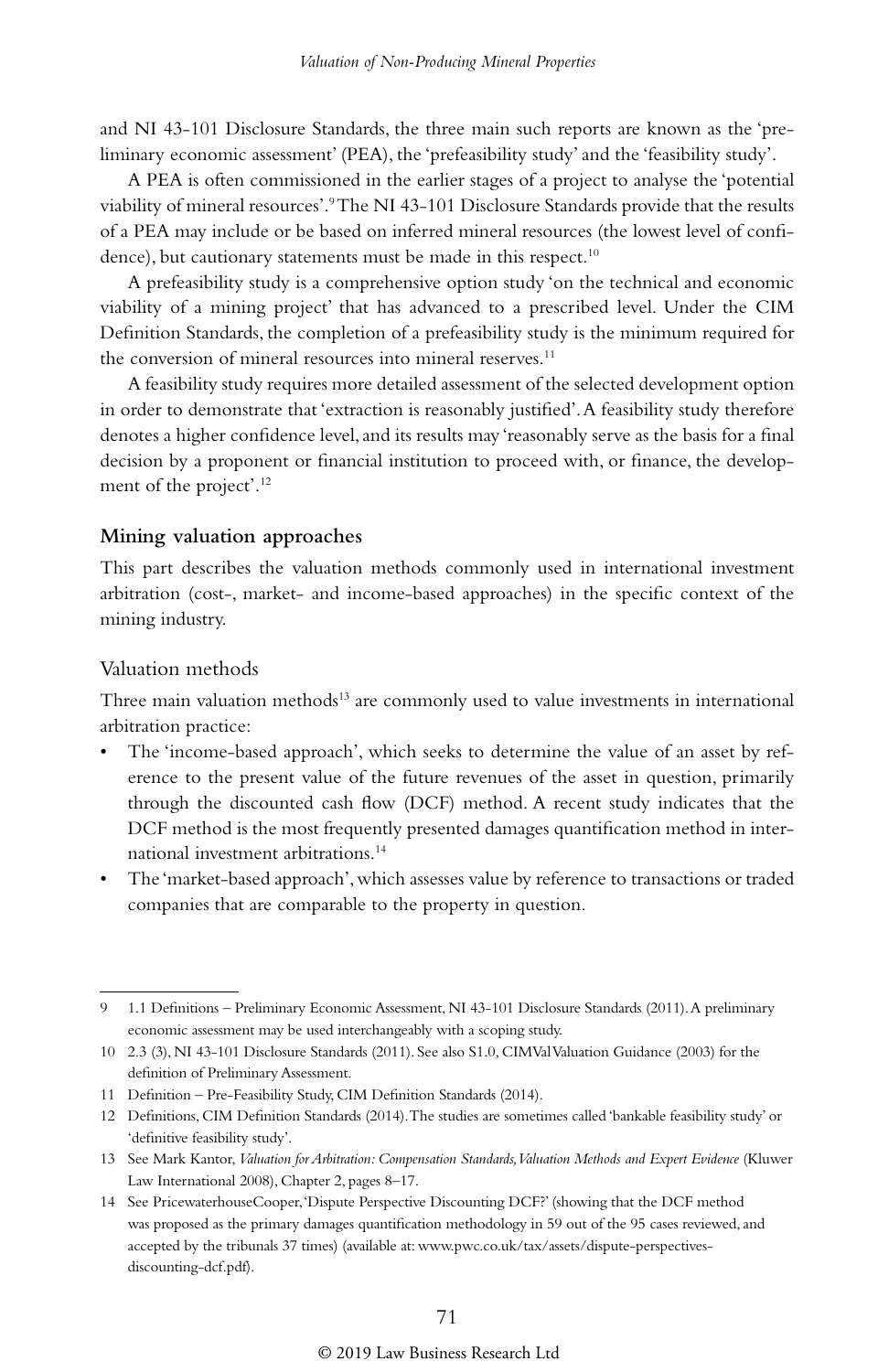and NI 43-101 Disclosure Standards, the three main such reports are known as the 'preliminary economic assessment' (PEA), the 'prefeasibility study' and the 'feasibility study'.

A PEA is often commissioned in the earlier stages of a project to analyse the 'potential viability of mineral resources'.[9] The NI 43-101 Disclosure Standards provide that the results of a PEA may include or be based on inferred mineral resources (the lowest level of confidence), but cautionary statements must be made in this respect.[10]

A prefeasibility study is a comprehensive option study 'on the technical and economic viability of a mining project' that has advanced to a prescribed level. Under the CIM Definition Standards, the completion of a prefeasibility study is the minimum required for the conversion of mineral resources into mineral reserves.[11]

A feasibility study requires more detailed assessment of the selected development option in order to demonstrate that 'extraction is reasonably justified'. A feasibility study therefore denotes a higher confidence level, and its results may 'reasonably serve as the basis for a final decision by a proponent or financial institution to proceed with, or finance, the development of the project'.[12]

### Mining valuation approaches

This part describes the valuation methods commonly used in international investment arbitration (cost-, market- and income-based approaches) in the specific context of the mining industry.

#### Valuation methods

Three main valuation methods[13] are commonly used to value investments in international arbitration practice:

- The 'income-based approach', which seeks to determine the value of an asset by reference to the present value of the future revenues of the asset in question, primarily through the discounted cash flow (DCF) method. A recent study indicates that the DCF method is the most frequently presented damages quantification method in international investment arbitrations.[14]
- The 'market-based approach', which assesses value by reference to transactions or traded companies that are comparable to the property in question.

---

9 1.1 Definitions – Preliminary Economic Assessment, NI 43-101 Disclosure Standards (2011). A preliminary economic assessment may be used interchangeably with a scoping study.

10 2.3 (3), NI 43-101 Disclosure Standards (2011). See also S1.0, CIMVal Valuation Guidance (2003) for the definition of Preliminary Assessment.

11 Definition – Pre-Feasibility Study, CIM Definition Standards (2014).

12 Definitions, CIM Definition Standards (2014). The studies are sometimes called 'bankable feasibility study' or 'definitive feasibility study'.

13 See Mark Kantor, *Valuation for Arbitration: Compensation Standards, Valuation Methods and Expert Evidence* (Kluwer Law International 2008), Chapter 2, pages 8–17.

14 See PricewaterhouseCooper, 'Dispute Perspective Discounting DCF?' (showing that the DCF method was proposed as the primary damages quantification methodology in 59 out of the 95 cases reviewed, and accepted by the tribunals 37 times) (available at: www.pwc.co.uk/tax/assets/dispute-perspectives-discounting-dcf.pdf).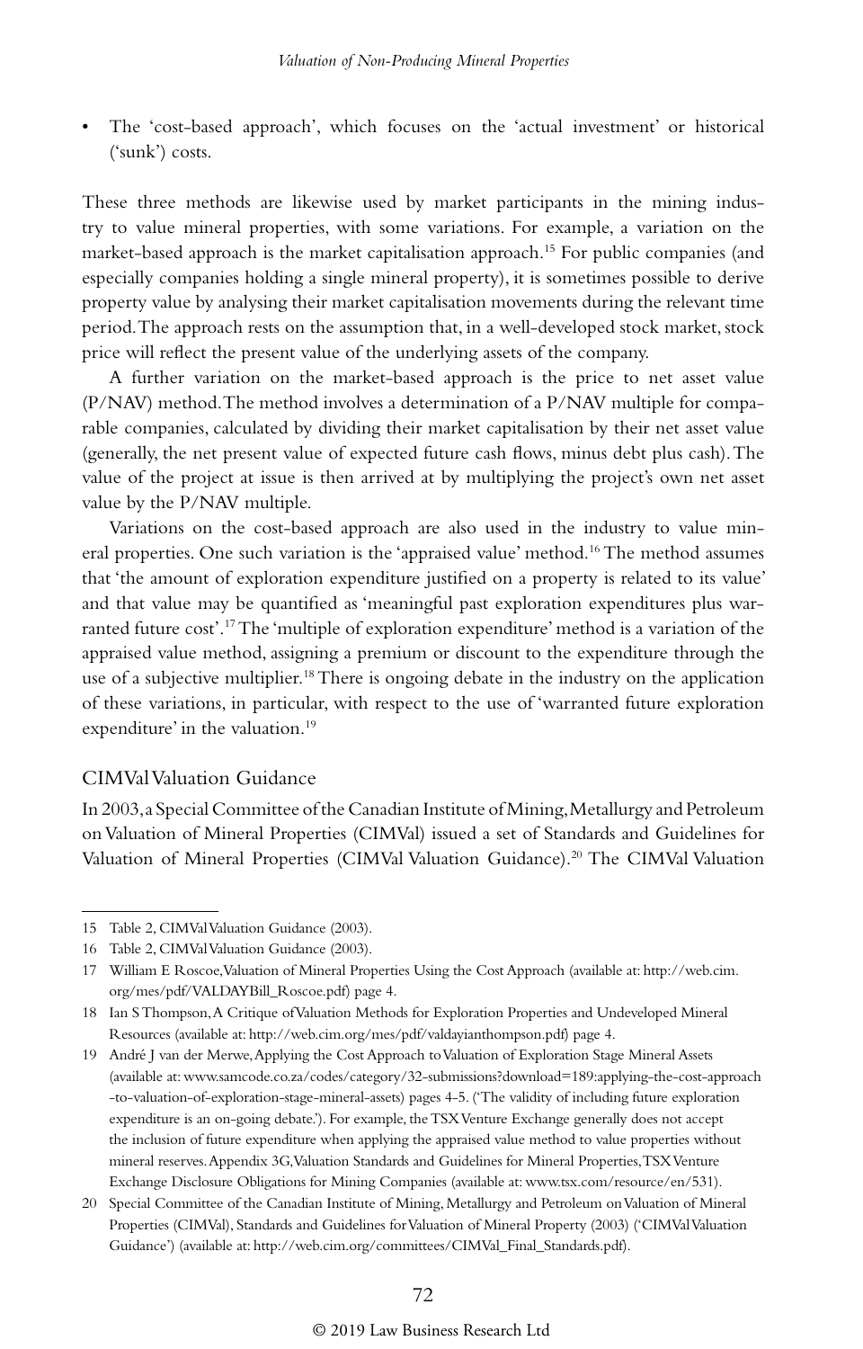- The 'cost-based approach', which focuses on the 'actual investment' or historical ('sunk') costs.

These three methods are likewise used by market participants in the mining industry to value mineral properties, with some variations. For example, a variation on the market-based approach is the market capitalisation approach.[15] For public companies (and especially companies holding a single mineral property), it is sometimes possible to derive property value by analysing their market capitalisation movements during the relevant time period. The approach rests on the assumption that, in a well-developed stock market, stock price will reflect the present value of the underlying assets of the company.

A further variation on the market-based approach is the price to net asset value (P/NAV) method. The method involves a determination of a P/NAV multiple for comparable companies, calculated by dividing their market capitalisation by their net asset value (generally, the net present value of expected future cash flows, minus debt plus cash). The value of the project at issue is then arrived at by multiplying the project's own net asset value by the P/NAV multiple.

Variations on the cost-based approach are also used in the industry to value mineral properties. One such variation is the 'appraised value' method.[16] The method assumes that 'the amount of exploration expenditure justified on a property is related to its value' and that value may be quantified as 'meaningful past exploration expenditures plus warranted future cost'.[17] The 'multiple of exploration expenditure' method is a variation of the appraised value method, assigning a premium or discount to the expenditure through the use of a subjective multiplier.[18] There is ongoing debate in the industry on the application of these variations, in particular, with respect to the use of 'warranted future exploration expenditure' in the valuation.[19]

### CIMVal Valuation Guidance

In 2003, a Special Committee of the Canadian Institute of Mining, Metallurgy and Petroleum on Valuation of Mineral Properties (CIMVal) issued a set of Standards and Guidelines for Valuation of Mineral Properties (CIMVal Valuation Guidance).[20] The CIMVal Valuation

---

15 Table 2, CIMVal Valuation Guidance (2003).

16 Table 2, CIMVal Valuation Guidance (2003).

17 William E Roscoe, Valuation of Mineral Properties Using the Cost Approach (available at: http://web.cim.org/mes/pdf/VALDAYBill_Roscoe.pdf) page 4.

18 Ian S Thompson, A Critique of Valuation Methods for Exploration Properties and Undeveloped Mineral Resources (available at: http://web.cim.org/mes/pdf/valdayianthompson.pdf) page 4.

19 André J van der Merwe, Applying the Cost Approach to Valuation of Exploration Stage Mineral Assets (available at: www.samcode.co.za/codes/category/32-submissions?download=189:applying-the-cost-approach-to-valuation-of-exploration-stage-mineral-assets) pages 4–5. ('The validity of including future exploration expenditure is an on-going debate.'). For example, the TSX Venture Exchange generally does not accept the inclusion of future expenditure when applying the appraised value method to value properties without mineral reserves. Appendix 3G, Valuation Standards and Guidelines for Mineral Properties, TSX Venture Exchange Disclosure Obligations for Mining Companies (available at: www.tsx.com/resource/en/531).

20 Special Committee of the Canadian Institute of Mining, Metallurgy and Petroleum on Valuation of Mineral Properties (CIMVal), Standards and Guidelines for Valuation of Mineral Property (2003) ('CIMVal Valuation Guidance') (available at: http://web.cim.org/committees/CIMVal_Final_Standards.pdf).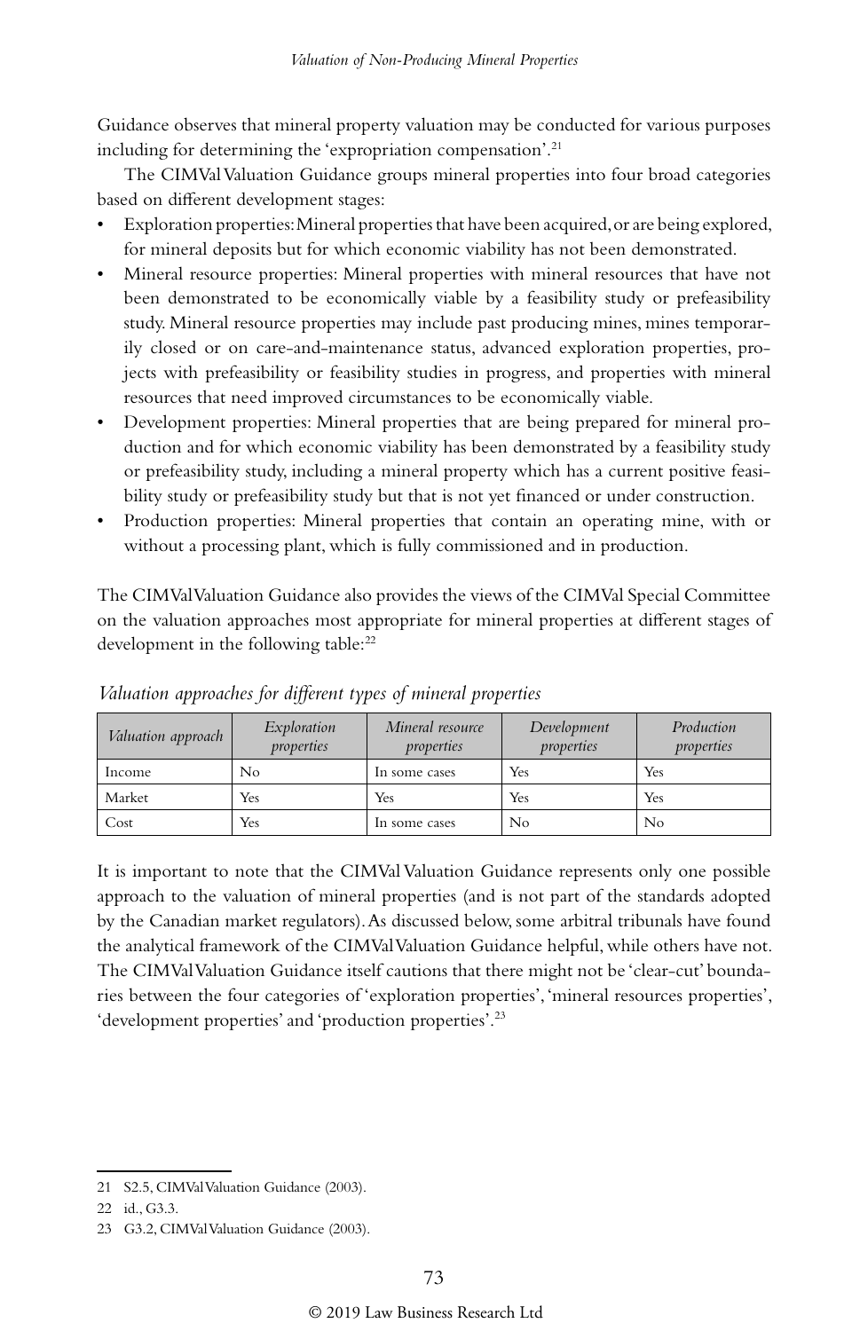Guidance observes that mineral property valuation may be conducted for various purposes including for determining the 'expropriation compensation'.[21]

The CIMVal Valuation Guidance groups mineral properties into four broad categories based on different development stages:

- Exploration properties: Mineral properties that have been acquired, or are being explored, for mineral deposits but for which economic viability has not been demonstrated.
- Mineral resource properties: Mineral properties with mineral resources that have not been demonstrated to be economically viable by a feasibility study or prefeasibility study. Mineral resource properties may include past producing mines, mines temporarily closed or on care-and-maintenance status, advanced exploration properties, projects with prefeasibility or feasibility studies in progress, and properties with mineral resources that need improved circumstances to be economically viable.
- Development properties: Mineral properties that are being prepared for mineral production and for which economic viability has been demonstrated by a feasibility study or prefeasibility study, including a mineral property which has a current positive feasibility study or prefeasibility study but that is not yet financed or under construction.
- Production properties: Mineral properties that contain an operating mine, with or without a processing plant, which is fully commissioned and in production.

The CIMVal Valuation Guidance also provides the views of the CIMVal Special Committee on the valuation approaches most appropriate for mineral properties at different stages of development in the following table:[22]

*Valuation approaches for different types of mineral properties*

| *Valuation approach* | *Exploration properties* | *Mineral resource properties* | *Development properties* | *Production properties* |
|---|---|---|---|---|
| Income | No | In some cases | Yes | Yes |
| Market | Yes | Yes | Yes | Yes |
| Cost | Yes | In some cases | No | No |

It is important to note that the CIMVal Valuation Guidance represents only one possible approach to the valuation of mineral properties (and is not part of the standards adopted by the Canadian market regulators). As discussed below, some arbitral tribunals have found the analytical framework of the CIMVal Valuation Guidance helpful, while others have not. The CIMVal Valuation Guidance itself cautions that there might not be 'clear-cut' boundaries between the four categories of 'exploration properties', 'mineral resources properties', 'development properties' and 'production properties'.[23]

---

21 S2.5, CIMVal Valuation Guidance (2003).

22 id., G3.3.

23 G3.2, CIMVal Valuation Guidance (2003).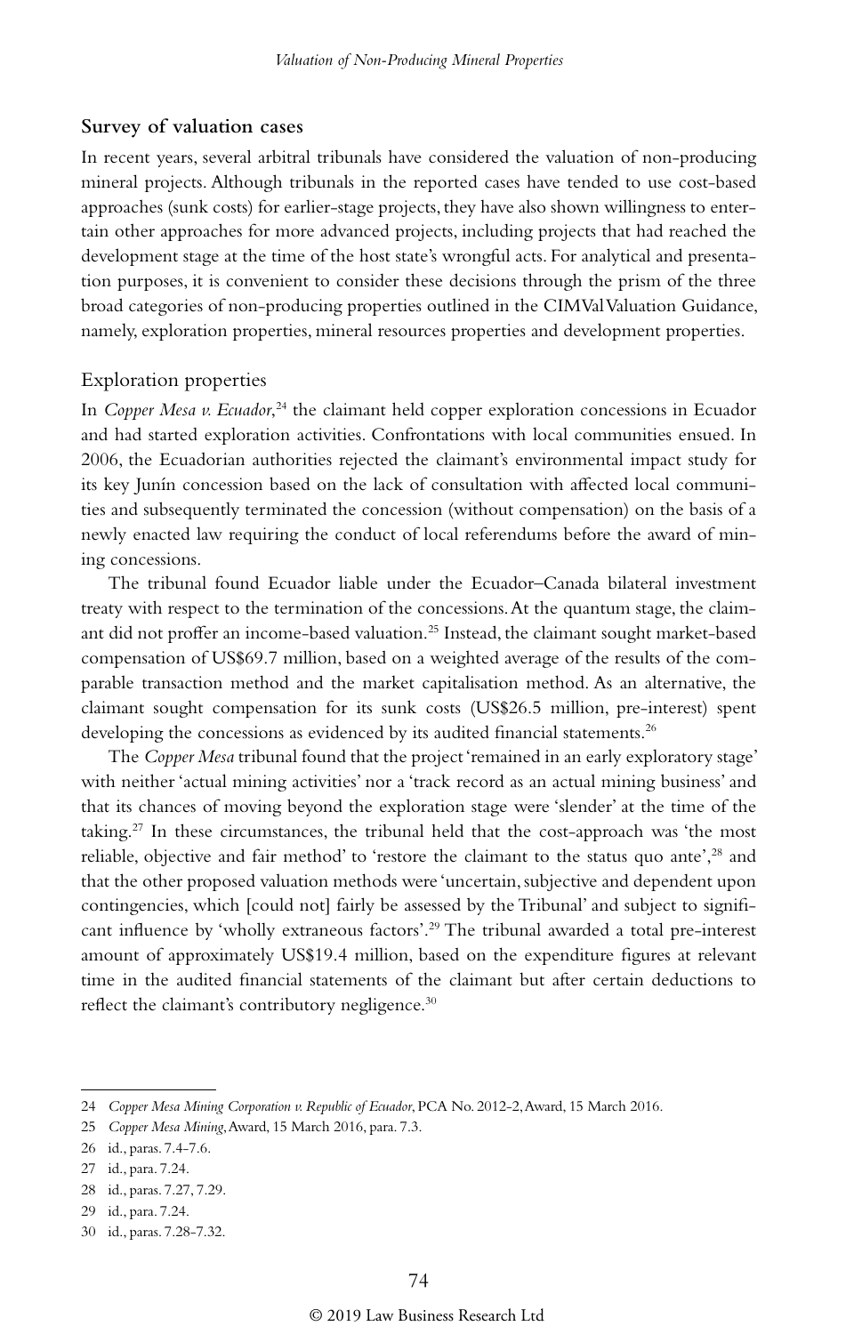## Survey of valuation cases

In recent years, several arbitral tribunals have considered the valuation of non-producing mineral projects. Although tribunals in the reported cases have tended to use cost-based approaches (sunk costs) for earlier-stage projects, they have also shown willingness to entertain other approaches for more advanced projects, including projects that had reached the development stage at the time of the host state's wrongful acts. For analytical and presentation purposes, it is convenient to consider these decisions through the prism of the three broad categories of non-producing properties outlined in the CIMVal Valuation Guidance, namely, exploration properties, mineral resources properties and development properties.

### Exploration properties

In *Copper Mesa v. Ecuador*,[24] the claimant held copper exploration concessions in Ecuador and had started exploration activities. Confrontations with local communities ensued. In 2006, the Ecuadorian authorities rejected the claimant's environmental impact study for its key Junín concession based on the lack of consultation with affected local communities and subsequently terminated the concession (without compensation) on the basis of a newly enacted law requiring the conduct of local referendums before the award of mining concessions.

The tribunal found Ecuador liable under the Ecuador–Canada bilateral investment treaty with respect to the termination of the concessions. At the quantum stage, the claimant did not proffer an income-based valuation.[25] Instead, the claimant sought market-based compensation of US$69.7 million, based on a weighted average of the results of the comparable transaction method and the market capitalisation method. As an alternative, the claimant sought compensation for its sunk costs (US$26.5 million, pre-interest) spent developing the concessions as evidenced by its audited financial statements.[26]

The *Copper Mesa* tribunal found that the project 'remained in an early exploratory stage' with neither 'actual mining activities' nor a 'track record as an actual mining business' and that its chances of moving beyond the exploration stage were 'slender' at the time of the taking.[27] In these circumstances, the tribunal held that the cost-approach was 'the most reliable, objective and fair method' to 'restore the claimant to the status quo ante',[28] and that the other proposed valuation methods were 'uncertain, subjective and dependent upon contingencies, which [could not] fairly be assessed by the Tribunal' and subject to significant influence by 'wholly extraneous factors'.[29] The tribunal awarded a total pre-interest amount of approximately US$19.4 million, based on the expenditure figures at relevant time in the audited financial statements of the claimant but after certain deductions to reflect the claimant's contributory negligence.[30]

---

24 *Copper Mesa Mining Corporation v. Republic of Ecuador*, PCA No. 2012-2, Award, 15 March 2016.

25 *Copper Mesa Mining*, Award, 15 March 2016, para. 7.3.

26 id., paras. 7.4-7.6.

27 id., para. 7.24.

28 id., paras. 7.27, 7.29.

29 id., para. 7.24.

30 id., paras. 7.28-7.32.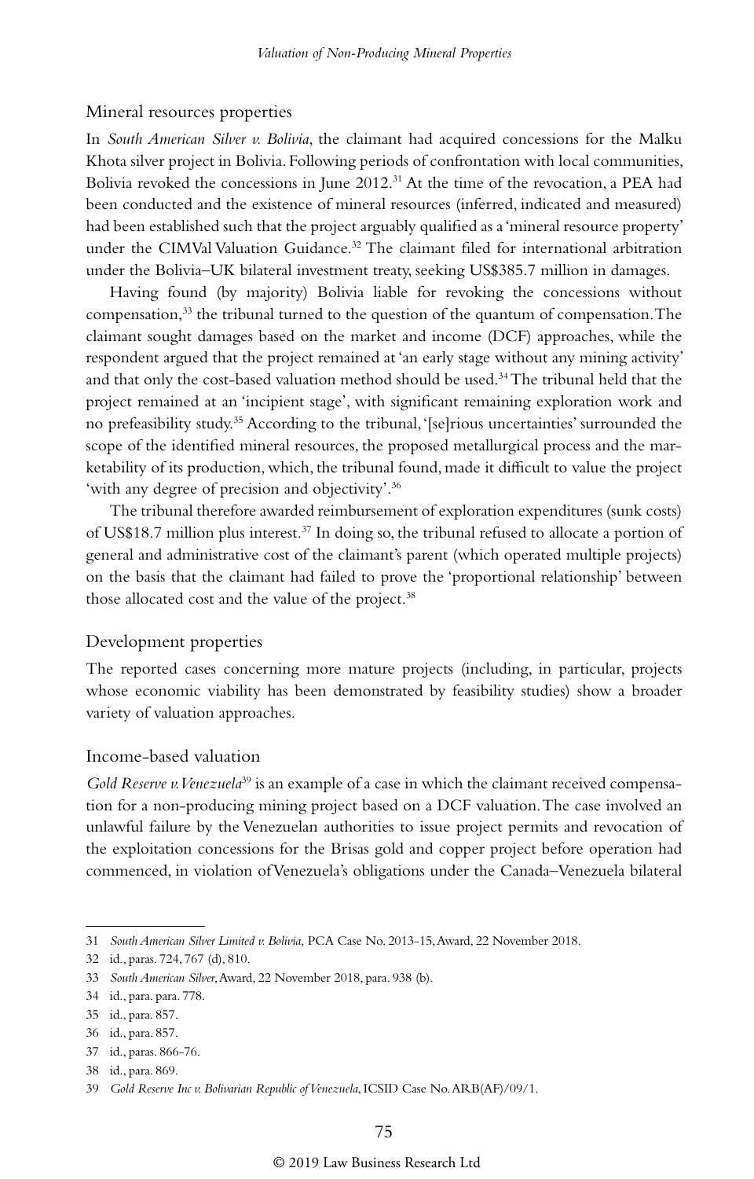### Mineral resources properties

In *South American Silver v. Bolivia*, the claimant had acquired concessions for the Malku Khota silver project in Bolivia. Following periods of confrontation with local communities, Bolivia revoked the concessions in June 2012.[31] At the time of the revocation, a PEA had been conducted and the existence of mineral resources (inferred, indicated and measured) had been established such that the project arguably qualified as a 'mineral resource property' under the CIMVal Valuation Guidance.[32] The claimant filed for international arbitration under the Bolivia–UK bilateral investment treaty, seeking US$385.7 million in damages.

Having found (by majority) Bolivia liable for revoking the concessions without compensation,[33] the tribunal turned to the question of the quantum of compensation. The claimant sought damages based on the market and income (DCF) approaches, while the respondent argued that the project remained at 'an early stage without any mining activity' and that only the cost-based valuation method should be used.[34] The tribunal held that the project remained at an 'incipient stage', with significant remaining exploration work and no prefeasibility study.[35] According to the tribunal, '[se]rious uncertainties' surrounded the scope of the identified mineral resources, the proposed metallurgical process and the marketability of its production, which, the tribunal found, made it difficult to value the project 'with any degree of precision and objectivity'.[36]

The tribunal therefore awarded reimbursement of exploration expenditures (sunk costs) of US$18.7 million plus interest.[37] In doing so, the tribunal refused to allocate a portion of general and administrative cost of the claimant's parent (which operated multiple projects) on the basis that the claimant had failed to prove the 'proportional relationship' between those allocated cost and the value of the project.[38]

### Development properties

The reported cases concerning more mature projects (including, in particular, projects whose economic viability has been demonstrated by feasibility studies) show a broader variety of valuation approaches.

### Income-based valuation

*Gold Reserve v. Venezuela*[39] is an example of a case in which the claimant received compensation for a non-producing mining project based on a DCF valuation. The case involved an unlawful failure by the Venezuelan authorities to issue project permits and revocation of the exploitation concessions for the Brisas gold and copper project before operation had commenced, in violation of Venezuela's obligations under the Canada–Venezuela bilateral

---

31 *South American Silver Limited v. Bolivia*, PCA Case No. 2013-15, Award, 22 November 2018.

32 id., paras. 724, 767 (d), 810.

33 *South American Silver*, Award, 22 November 2018, para. 938 (b).

34 id., para. para. 778.

35 id., para. 857.

36 id., para. 857.

37 id., paras. 866-76.

38 id., para. 869.

39 *Gold Reserve Inc v. Bolivarian Republic of Venezuela*, ICSID Case No. ARB(AF)/09/1.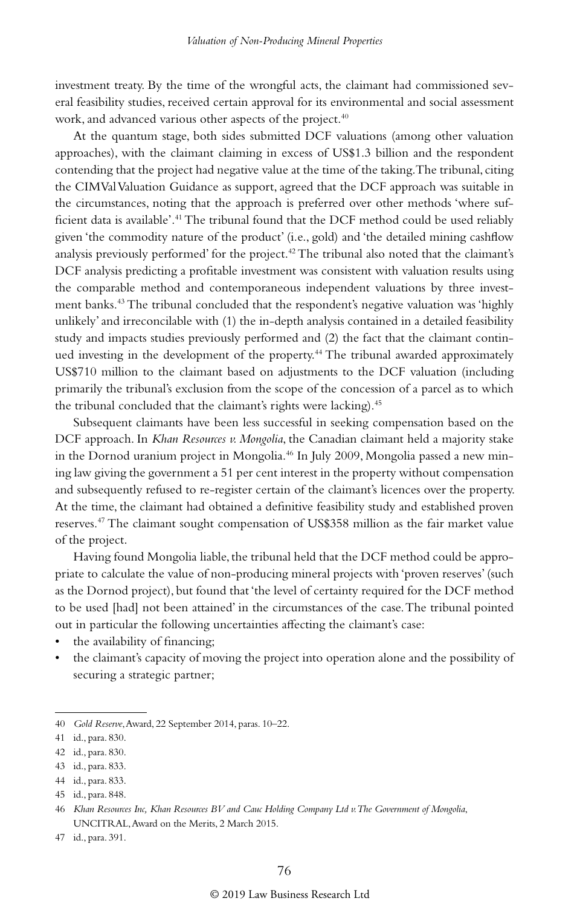investment treaty. By the time of the wrongful acts, the claimant had commissioned several feasibility studies, received certain approval for its environmental and social assessment work, and advanced various other aspects of the project.[40]

At the quantum stage, both sides submitted DCF valuations (among other valuation approaches), with the claimant claiming in excess of US$1.3 billion and the respondent contending that the project had negative value at the time of the taking. The tribunal, citing the CIMVal Valuation Guidance as support, agreed that the DCF approach was suitable in the circumstances, noting that the approach is preferred over other methods 'where sufficient data is available'.[41] The tribunal found that the DCF method could be used reliably given 'the commodity nature of the product' (i.e., gold) and 'the detailed mining cashflow analysis previously performed' for the project.[42] The tribunal also noted that the claimant's DCF analysis predicting a profitable investment was consistent with valuation results using the comparable method and contemporaneous independent valuations by three investment banks.[43] The tribunal concluded that the respondent's negative valuation was 'highly unlikely' and irreconcilable with (1) the in-depth analysis contained in a detailed feasibility study and impacts studies previously performed and (2) the fact that the claimant continued investing in the development of the property.[44] The tribunal awarded approximately US$710 million to the claimant based on adjustments to the DCF valuation (including primarily the tribunal's exclusion from the scope of the concession of a parcel as to which the tribunal concluded that the claimant's rights were lacking).[45]

Subsequent claimants have been less successful in seeking compensation based on the DCF approach. In *Khan Resources v. Mongolia*, the Canadian claimant held a majority stake in the Dornod uranium project in Mongolia.[46] In July 2009, Mongolia passed a new mining law giving the government a 51 per cent interest in the property without compensation and subsequently refused to re-register certain of the claimant's licences over the property. At the time, the claimant had obtained a definitive feasibility study and established proven reserves.[47] The claimant sought compensation of US$358 million as the fair market value of the project.

Having found Mongolia liable, the tribunal held that the DCF method could be appropriate to calculate the value of non-producing mineral projects with 'proven reserves' (such as the Dornod project), but found that 'the level of certainty required for the DCF method to be used [had] not been attained' in the circumstances of the case. The tribunal pointed out in particular the following uncertainties affecting the claimant's case:

- the availability of financing;
- the claimant's capacity of moving the project into operation alone and the possibility of securing a strategic partner;

---

40 *Gold Reserve*, Award, 22 September 2014, paras. 10–22.

41 id., para. 830.

42 id., para. 830.

43 id., para. 833.

44 id., para. 833.

45 id., para. 848.

46 *Khan Resources Inc, Khan Resources BV and Cauc Holding Company Ltd v. The Government of Mongolia*, UNCITRAL, Award on the Merits, 2 March 2015.

47 id., para. 391.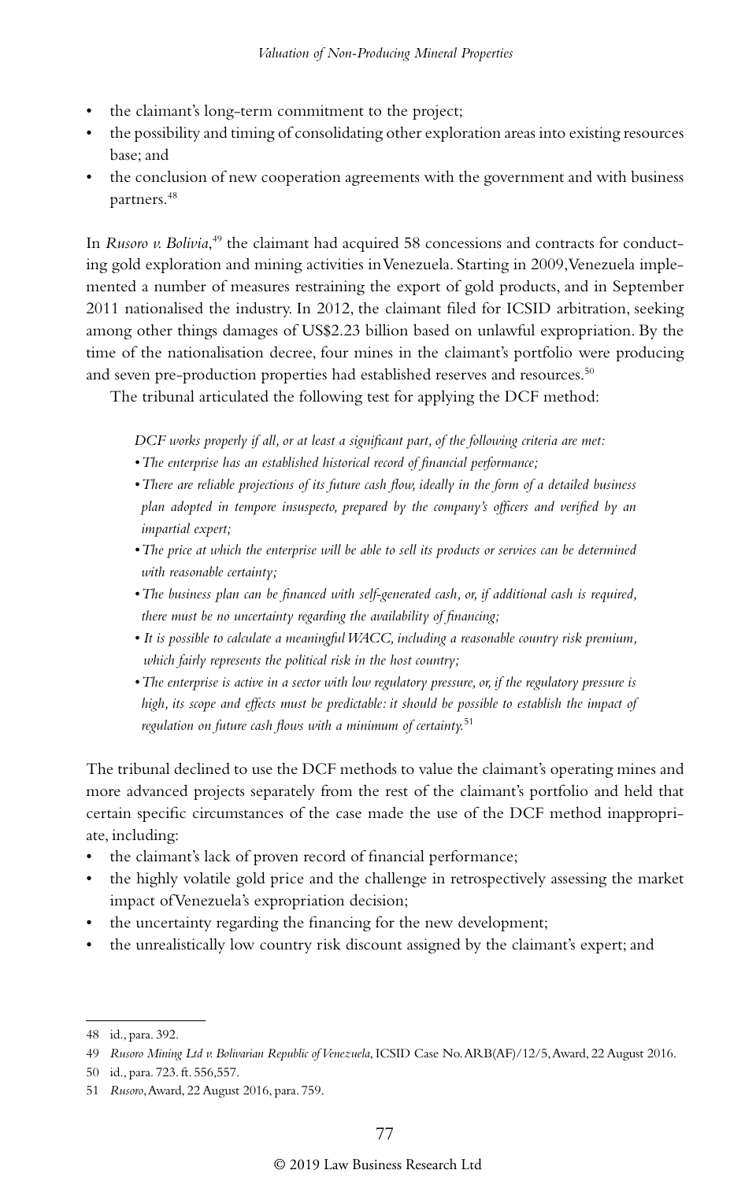- the claimant's long-term commitment to the project;
- the possibility and timing of consolidating other exploration areas into existing resources base; and
- the conclusion of new cooperation agreements with the government and with business partners.[48]

In *Rusoro v. Bolivia*,[49] the claimant had acquired 58 concessions and contracts for conducting gold exploration and mining activities in Venezuela. Starting in 2009, Venezuela implemented a number of measures restraining the export of gold products, and in September 2011 nationalised the industry. In 2012, the claimant filed for ICSID arbitration, seeking among other things damages of US$2.23 billion based on unlawful expropriation. By the time of the nationalisation decree, four mines in the claimant's portfolio were producing and seven pre-production properties had established reserves and resources.[50]

The tribunal articulated the following test for applying the DCF method:

> *DCF works properly if all, or at least a significant part, of the following criteria are met:*
> - *The enterprise has an established historical record of financial performance;*
> - *There are reliable projections of its future cash flow, ideally in the form of a detailed business plan adopted in tempore insuspecto, prepared by the company's officers and verified by an impartial expert;*
> - *The price at which the enterprise will be able to sell its products or services can be determined with reasonable certainty;*
> - *The business plan can be financed with self-generated cash, or, if additional cash is required, there must be no uncertainty regarding the availability of financing;*
> - *It is possible to calculate a meaningful WACC, including a reasonable country risk premium, which fairly represents the political risk in the host country;*
> - *The enterprise is active in a sector with low regulatory pressure, or, if the regulatory pressure is high, its scope and effects must be predictable: it should be possible to establish the impact of regulation on future cash flows with a minimum of certainty.*[51]

The tribunal declined to use the DCF methods to value the claimant's operating mines and more advanced projects separately from the rest of the claimant's portfolio and held that certain specific circumstances of the case made the use of the DCF method inappropriate, including:

- the claimant's lack of proven record of financial performance;
- the highly volatile gold price and the challenge in retrospectively assessing the market impact of Venezuela's expropriation decision;
- the uncertainty regarding the financing for the new development;
- the unrealistically low country risk discount assigned by the claimant's expert; and

---

48 id., para. 392.

49 *Rusoro Mining Ltd v. Bolivarian Republic of Venezuela*, ICSID Case No. ARB(AF)/12/5, Award, 22 August 2016.

50 id., para. 723. ft. 556,557.

51 *Rusoro*, Award, 22 August 2016, para. 759.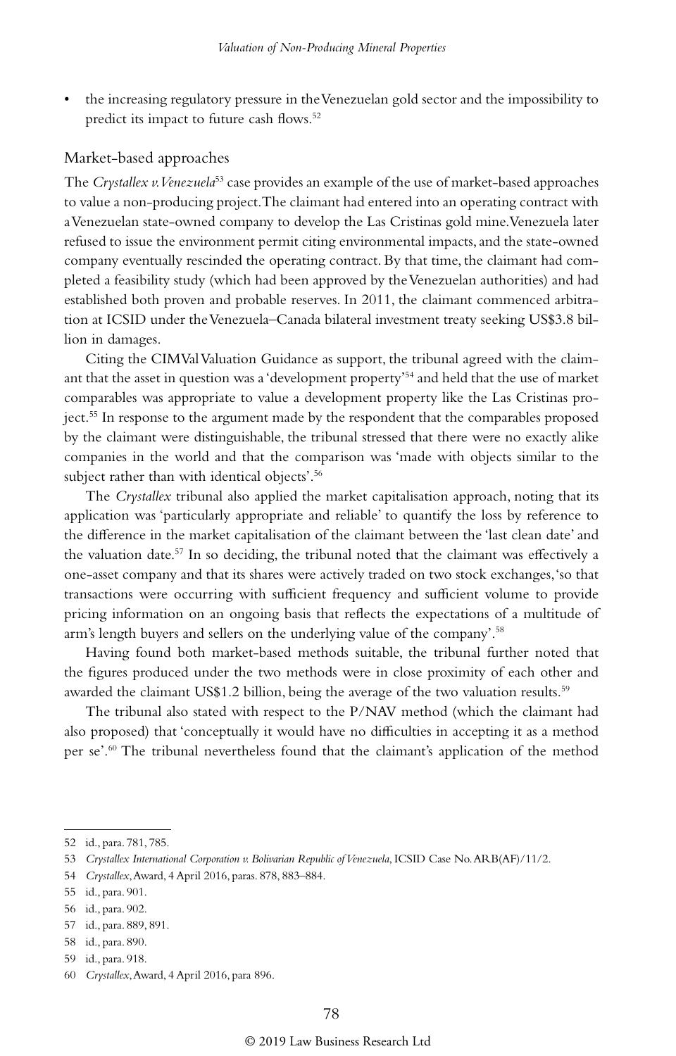- the increasing regulatory pressure in the Venezuelan gold sector and the impossibility to predict its impact to future cash flows.[52]

## Market-based approaches

The *Crystallex v. Venezuela*[53] case provides an example of the use of market-based approaches to value a non-producing project. The claimant had entered into an operating contract with a Venezuelan state-owned company to develop the Las Cristinas gold mine. Venezuela later refused to issue the environment permit citing environmental impacts, and the state-owned company eventually rescinded the operating contract. By that time, the claimant had completed a feasibility study (which had been approved by the Venezuelan authorities) and had established both proven and probable reserves. In 2011, the claimant commenced arbitration at ICSID under the Venezuela–Canada bilateral investment treaty seeking US$3.8 billion in damages.

Citing the CIMVal Valuation Guidance as support, the tribunal agreed with the claimant that the asset in question was a 'development property'[54] and held that the use of market comparables was appropriate to value a development property like the Las Cristinas project.[55] In response to the argument made by the respondent that the comparables proposed by the claimant were distinguishable, the tribunal stressed that there were no exactly alike companies in the world and that the comparison was 'made with objects similar to the subject rather than with identical objects'.[56]

The *Crystallex* tribunal also applied the market capitalisation approach, noting that its application was 'particularly appropriate and reliable' to quantify the loss by reference to the difference in the market capitalisation of the claimant between the 'last clean date' and the valuation date.[57] In so deciding, the tribunal noted that the claimant was effectively a one-asset company and that its shares were actively traded on two stock exchanges, 'so that transactions were occurring with sufficient frequency and sufficient volume to provide pricing information on an ongoing basis that reflects the expectations of a multitude of arm's length buyers and sellers on the underlying value of the company'.[58]

Having found both market-based methods suitable, the tribunal further noted that the figures produced under the two methods were in close proximity of each other and awarded the claimant US$1.2 billion, being the average of the two valuation results.[59]

The tribunal also stated with respect to the P/NAV method (which the claimant had also proposed) that 'conceptually it would have no difficulties in accepting it as a method per se'.[60] The tribunal nevertheless found that the claimant's application of the method

---

52 id., para. 781, 785.

53 *Crystallex International Corporation v. Bolivarian Republic of Venezuela*, ICSID Case No. ARB(AF)/11/2.

54 *Crystallex*, Award, 4 April 2016, paras. 878, 883–884.

55 id., para. 901.

56 id., para. 902.

57 id., para. 889, 891.

58 id., para. 890.

59 id., para. 918.

60 *Crystallex*, Award, 4 April 2016, para 896.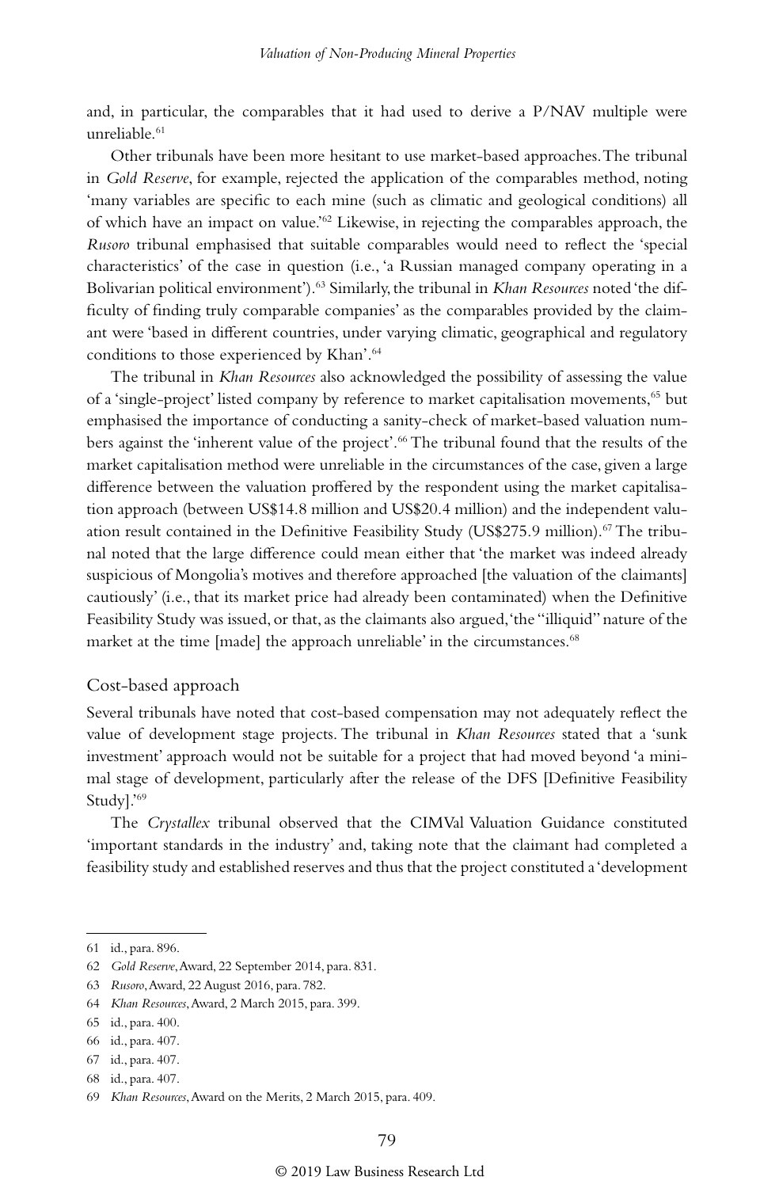and, in particular, the comparables that it had used to derive a P/NAV multiple were unreliable.[61]

Other tribunals have been more hesitant to use market-based approaches. The tribunal in *Gold Reserve*, for example, rejected the application of the comparables method, noting 'many variables are specific to each mine (such as climatic and geological conditions) all of which have an impact on value.'[62] Likewise, in rejecting the comparables approach, the *Rusoro* tribunal emphasised that suitable comparables would need to reflect the 'special characteristics' of the case in question (i.e., 'a Russian managed company operating in a Bolivarian political environment').[63] Similarly, the tribunal in *Khan Resources* noted 'the difficulty of finding truly comparable companies' as the comparables provided by the claimant were 'based in different countries, under varying climatic, geographical and regulatory conditions to those experienced by Khan'.[64]

The tribunal in *Khan Resources* also acknowledged the possibility of assessing the value of a 'single-project' listed company by reference to market capitalisation movements,[65] but emphasised the importance of conducting a sanity-check of market-based valuation numbers against the 'inherent value of the project'.[66] The tribunal found that the results of the market capitalisation method were unreliable in the circumstances of the case, given a large difference between the valuation proffered by the respondent using the market capitalisation approach (between US$14.8 million and US$20.4 million) and the independent valuation result contained in the Definitive Feasibility Study (US$275.9 million).[67] The tribunal noted that the large difference could mean either that 'the market was indeed already suspicious of Mongolia's motives and therefore approached [the valuation of the claimants] cautiously' (i.e., that its market price had already been contaminated) when the Definitive Feasibility Study was issued, or that, as the claimants also argued, 'the "illiquid" nature of the market at the time [made] the approach unreliable' in the circumstances.[68]

### Cost-based approach

Several tribunals have noted that cost-based compensation may not adequately reflect the value of development stage projects. The tribunal in *Khan Resources* stated that a 'sunk investment' approach would not be suitable for a project that had moved beyond 'a minimal stage of development, particularly after the release of the DFS [Definitive Feasibility Study].'[69]

The *Crystallex* tribunal observed that the CIMVal Valuation Guidance constituted 'important standards in the industry' and, taking note that the claimant had completed a feasibility study and established reserves and thus that the project constituted a 'development

---

61 id., para. 896.

62 *Gold Reserve*, Award, 22 September 2014, para. 831.

63 *Rusoro*, Award, 22 August 2016, para. 782.

64 *Khan Resources*, Award, 2 March 2015, para. 399.

65 id., para. 400.

66 id., para. 407.

67 id., para. 407.

68 id., para. 407.

69 *Khan Resources*, Award on the Merits, 2 March 2015, para. 409.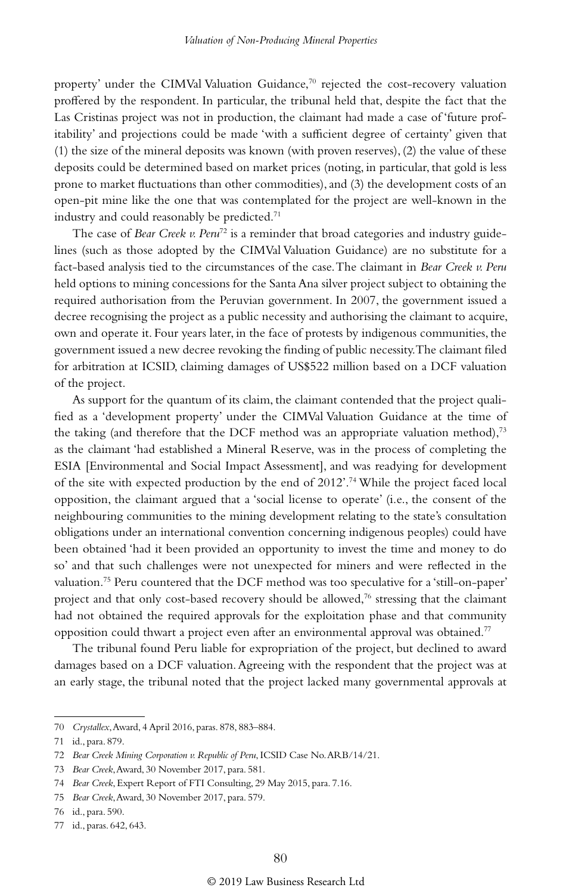property' under the CIMVal Valuation Guidance,[70] rejected the cost-recovery valuation proffered by the respondent. In particular, the tribunal held that, despite the fact that the Las Cristinas project was not in production, the claimant had made a case of 'future profitability' and projections could be made 'with a sufficient degree of certainty' given that (1) the size of the mineral deposits was known (with proven reserves), (2) the value of these deposits could be determined based on market prices (noting, in particular, that gold is less prone to market fluctuations than other commodities), and (3) the development costs of an open-pit mine like the one that was contemplated for the project are well-known in the industry and could reasonably be predicted.[71]

The case of *Bear Creek v. Peru*[72] is a reminder that broad categories and industry guidelines (such as those adopted by the CIMVal Valuation Guidance) are no substitute for a fact-based analysis tied to the circumstances of the case. The claimant in *Bear Creek v. Peru* held options to mining concessions for the Santa Ana silver project subject to obtaining the required authorisation from the Peruvian government. In 2007, the government issued a decree recognising the project as a public necessity and authorising the claimant to acquire, own and operate it. Four years later, in the face of protests by indigenous communities, the government issued a new decree revoking the finding of public necessity. The claimant filed for arbitration at ICSID, claiming damages of US$522 million based on a DCF valuation of the project.

As support for the quantum of its claim, the claimant contended that the project qualified as a 'development property' under the CIMVal Valuation Guidance at the time of the taking (and therefore that the DCF method was an appropriate valuation method),[73] as the claimant 'had established a Mineral Reserve, was in the process of completing the ESIA [Environmental and Social Impact Assessment], and was readying for development of the site with expected production by the end of 2012'.[74] While the project faced local opposition, the claimant argued that a 'social license to operate' (i.e., the consent of the neighbouring communities to the mining development relating to the state's consultation obligations under an international convention concerning indigenous peoples) could have been obtained 'had it been provided an opportunity to invest the time and money to do so' and that such challenges were not unexpected for miners and were reflected in the valuation.[75] Peru countered that the DCF method was too speculative for a 'still-on-paper' project and that only cost-based recovery should be allowed,[76] stressing that the claimant had not obtained the required approvals for the exploitation phase and that community opposition could thwart a project even after an environmental approval was obtained.[77]

The tribunal found Peru liable for expropriation of the project, but declined to award damages based on a DCF valuation. Agreeing with the respondent that the project was at an early stage, the tribunal noted that the project lacked many governmental approvals at

---

70 *Crystallex*, Award, 4 April 2016, paras. 878, 883–884.

71 id., para. 879.

72 *Bear Creek Mining Corporation v. Republic of Peru*, ICSID Case No. ARB/14/21.

73 *Bear Creek*, Award, 30 November 2017, para. 581.

74 *Bear Creek*, Expert Report of FTI Consulting, 29 May 2015, para. 7.16.

75 *Bear Creek*, Award, 30 November 2017, para. 579.

76 id., para. 590.

77 id., paras. 642, 643.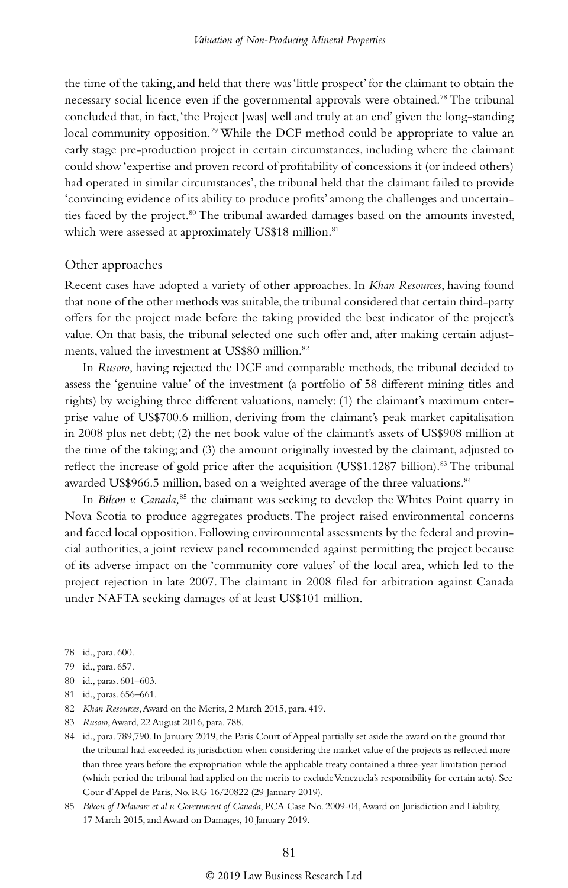the time of the taking, and held that there was 'little prospect' for the claimant to obtain the necessary social licence even if the governmental approvals were obtained.[78] The tribunal concluded that, in fact, 'the Project [was] well and truly at an end' given the long-standing local community opposition.[79] While the DCF method could be appropriate to value an early stage pre-production project in certain circumstances, including where the claimant could show 'expertise and proven record of profitability of concessions it (or indeed others) had operated in similar circumstances', the tribunal held that the claimant failed to provide 'convincing evidence of its ability to produce profits' among the challenges and uncertainties faced by the project.[80] The tribunal awarded damages based on the amounts invested, which were assessed at approximately US$18 million.[81]

### Other approaches

Recent cases have adopted a variety of other approaches. In *Khan Resources*, having found that none of the other methods was suitable, the tribunal considered that certain third-party offers for the project made before the taking provided the best indicator of the project's value. On that basis, the tribunal selected one such offer and, after making certain adjustments, valued the investment at US$80 million.[82]

In *Rusoro*, having rejected the DCF and comparable methods, the tribunal decided to assess the 'genuine value' of the investment (a portfolio of 58 different mining titles and rights) by weighing three different valuations, namely: (1) the claimant's maximum enterprise value of US$700.6 million, deriving from the claimant's peak market capitalisation in 2008 plus net debt; (2) the net book value of the claimant's assets of US$908 million at the time of the taking; and (3) the amount originally invested by the claimant, adjusted to reflect the increase of gold price after the acquisition (US$1.1287 billion).[83] The tribunal awarded US$966.5 million, based on a weighted average of the three valuations.[84]

In *Bilcon v. Canada,*[85] the claimant was seeking to develop the Whites Point quarry in Nova Scotia to produce aggregates products. The project raised environmental concerns and faced local opposition. Following environmental assessments by the federal and provincial authorities, a joint review panel recommended against permitting the project because of its adverse impact on the 'community core values' of the local area, which led to the project rejection in late 2007. The claimant in 2008 filed for arbitration against Canada under NAFTA seeking damages of at least US$101 million.

---

78 id., para. 600.

79 id., para. 657.

80 id., paras. 601–603.

81 id., paras. 656–661.

82 *Khan Resources*, Award on the Merits, 2 March 2015, para. 419.

83 *Rusoro*, Award, 22 August 2016, para. 788.

84 id., para. 789,790. In January 2019, the Paris Court of Appeal partially set aside the award on the ground that the tribunal had exceeded its jurisdiction when considering the market value of the projects as reflected more than three years before the expropriation while the applicable treaty contained a three-year limitation period (which period the tribunal had applied on the merits to exclude Venezuela's responsibility for certain acts). See Cour d'Appel de Paris, No. RG 16/20822 (29 January 2019).

85 *Bilcon of Delaware et al v. Government of Canada*, PCA Case No. 2009-04, Award on Jurisdiction and Liability, 17 March 2015, and Award on Damages, 10 January 2019.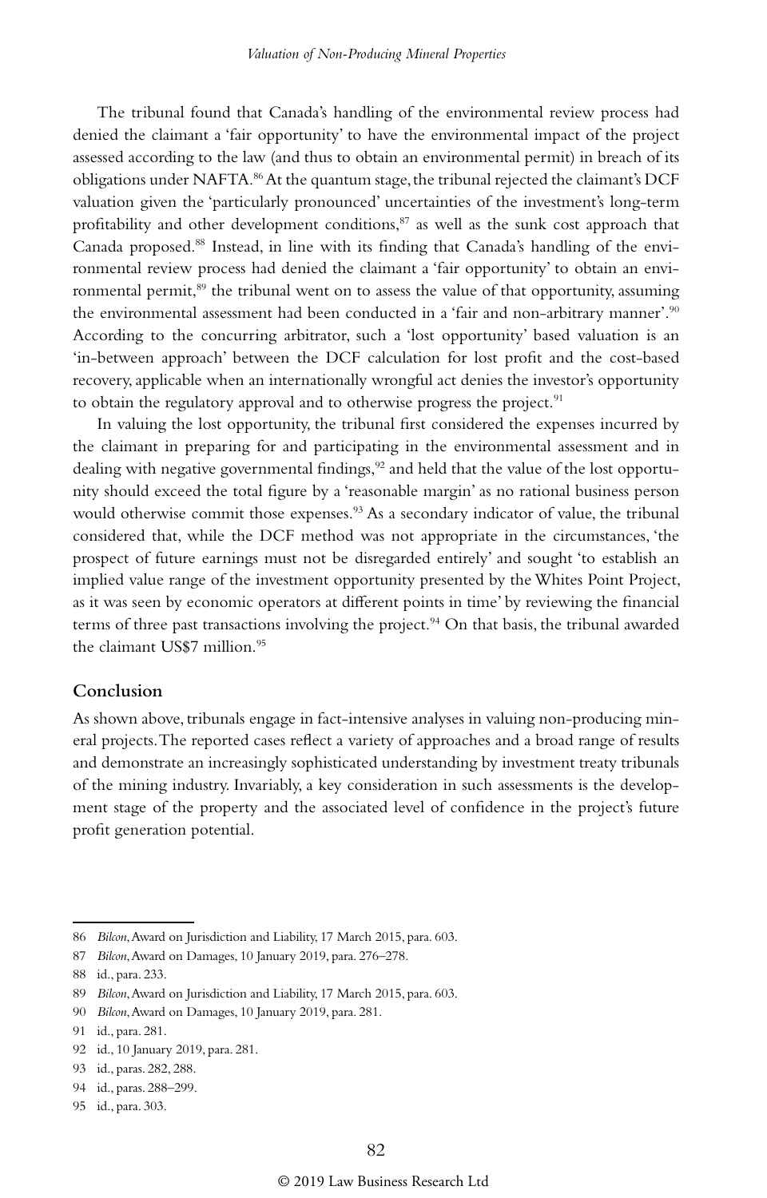The tribunal found that Canada's handling of the environmental review process had denied the claimant a 'fair opportunity' to have the environmental impact of the project assessed according to the law (and thus to obtain an environmental permit) in breach of its obligations under NAFTA.[86] At the quantum stage, the tribunal rejected the claimant's DCF valuation given the 'particularly pronounced' uncertainties of the investment's long-term profitability and other development conditions,[87] as well as the sunk cost approach that Canada proposed.[88] Instead, in line with its finding that Canada's handling of the environmental review process had denied the claimant a 'fair opportunity' to obtain an environmental permit,[89] the tribunal went on to assess the value of that opportunity, assuming the environmental assessment had been conducted in a 'fair and non-arbitrary manner'.[90] According to the concurring arbitrator, such a 'lost opportunity' based valuation is an 'in-between approach' between the DCF calculation for lost profit and the cost-based recovery, applicable when an internationally wrongful act denies the investor's opportunity to obtain the regulatory approval and to otherwise progress the project.[91]

In valuing the lost opportunity, the tribunal first considered the expenses incurred by the claimant in preparing for and participating in the environmental assessment and in dealing with negative governmental findings,[92] and held that the value of the lost opportunity should exceed the total figure by a 'reasonable margin' as no rational business person would otherwise commit those expenses.[93] As a secondary indicator of value, the tribunal considered that, while the DCF method was not appropriate in the circumstances, 'the prospect of future earnings must not be disregarded entirely' and sought 'to establish an implied value range of the investment opportunity presented by the Whites Point Project, as it was seen by economic operators at different points in time' by reviewing the financial terms of three past transactions involving the project.[94] On that basis, the tribunal awarded the claimant US$7 million.[95]

## Conclusion

As shown above, tribunals engage in fact-intensive analyses in valuing non-producing mineral projects. The reported cases reflect a variety of approaches and a broad range of results and demonstrate an increasingly sophisticated understanding by investment treaty tribunals of the mining industry. Invariably, a key consideration in such assessments is the development stage of the property and the associated level of confidence in the project's future profit generation potential.

---

86 *Bilcon*, Award on Jurisdiction and Liability, 17 March 2015, para. 603.

87 *Bilcon*, Award on Damages, 10 January 2019, para. 276–278.

88 id., para. 233.

89 *Bilcon*, Award on Jurisdiction and Liability, 17 March 2015, para. 603.

90 *Bilcon*, Award on Damages, 10 January 2019, para. 281.

91 id., para. 281.

92 id., 10 January 2019, para. 281.

93 id., paras. 282, 288.

94 id., paras. 288–299.

95 id., para. 303.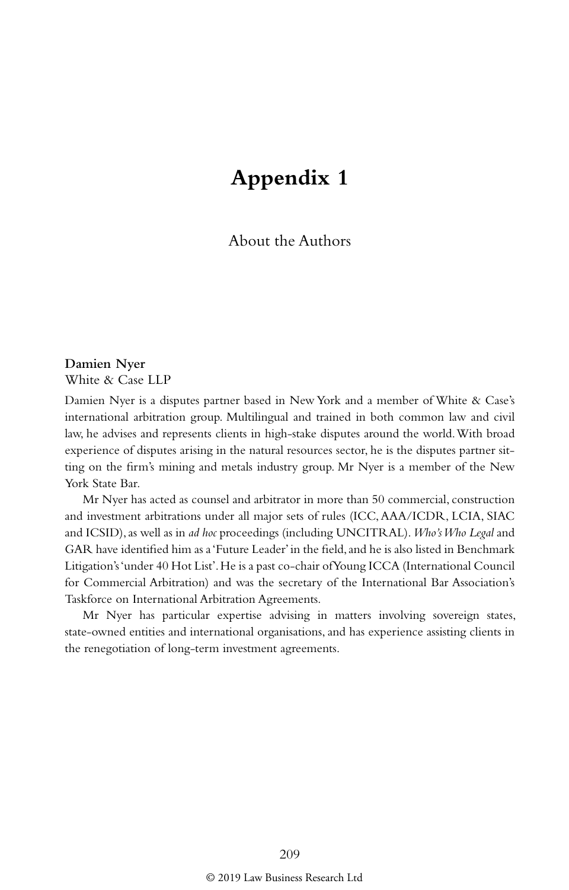# Appendix 1

## About the Authors

**Damien Nyer**
White & Case LLP

Damien Nyer is a disputes partner based in New York and a member of White & Case's international arbitration group. Multilingual and trained in both common law and civil law, he advises and represents clients in high-stake disputes around the world. With broad experience of disputes arising in the natural resources sector, he is the disputes partner sitting on the firm's mining and metals industry group. Mr Nyer is a member of the New York State Bar.

Mr Nyer has acted as counsel and arbitrator in more than 50 commercial, construction and investment arbitrations under all major sets of rules (ICC, AAA/ICDR, LCIA, SIAC and ICSID), as well as in *ad hoc* proceedings (including UNCITRAL). *Who's Who Legal* and GAR have identified him as a 'Future Leader' in the field, and he is also listed in Benchmark Litigation's 'under 40 Hot List'. He is a past co-chair of Young ICCA (International Council for Commercial Arbitration) and was the secretary of the International Bar Association's Taskforce on International Arbitration Agreements.

Mr Nyer has particular expertise advising in matters involving sovereign states, state-owned entities and international organisations, and has experience assisting clients in the renegotiation of long-term investment agreements.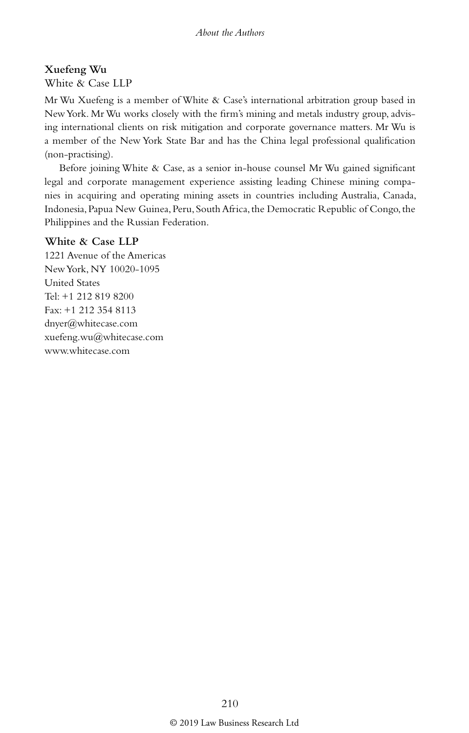**Xuefeng Wu**

White & Case LLP

Mr Wu Xuefeng is a member of White & Case's international arbitration group based in New York. Mr Wu works closely with the firm's mining and metals industry group, advising international clients on risk mitigation and corporate governance matters. Mr Wu is a member of the New York State Bar and has the China legal professional qualification (non-practising).

Before joining White & Case, as a senior in-house counsel Mr Wu gained significant legal and corporate management experience assisting leading Chinese mining companies in acquiring and operating mining assets in countries including Australia, Canada, Indonesia, Papua New Guinea, Peru, South Africa, the Democratic Republic of Congo, the Philippines and the Russian Federation.

**White & Case LLP**

1221 Avenue of the Americas
New York, NY 10020-1095
United States
Tel: +1 212 819 8200
Fax: +1 212 354 8113
dnyer@whitecase.com
xuefeng.wu@whitecase.com
www.whitecase.com

© 2019 Law Business Research Ltd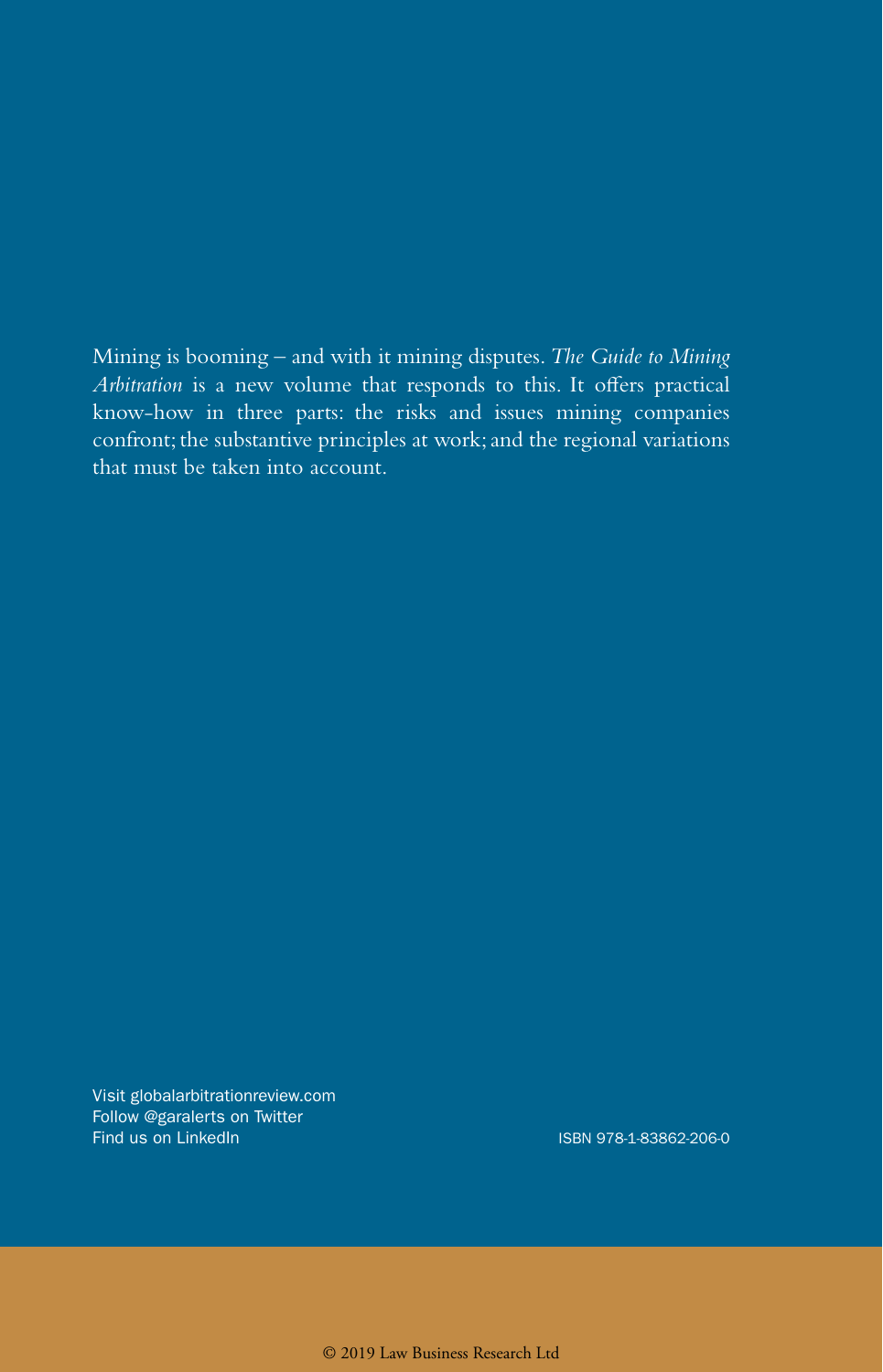Mining is booming – and with it mining disputes. *The Guide to Mining Arbitration* is a new volume that responds to this. It offers practical know-how in three parts: the risks and issues mining companies confront; the substantive principles at work; and the regional variations that must be taken into account.

Visit globalarbitrationreview.com
Follow @garalerts on Twitter
Find us on LinkedIn

ISBN 978-1-83862-206-0

© 2019 Law Business Research Ltd